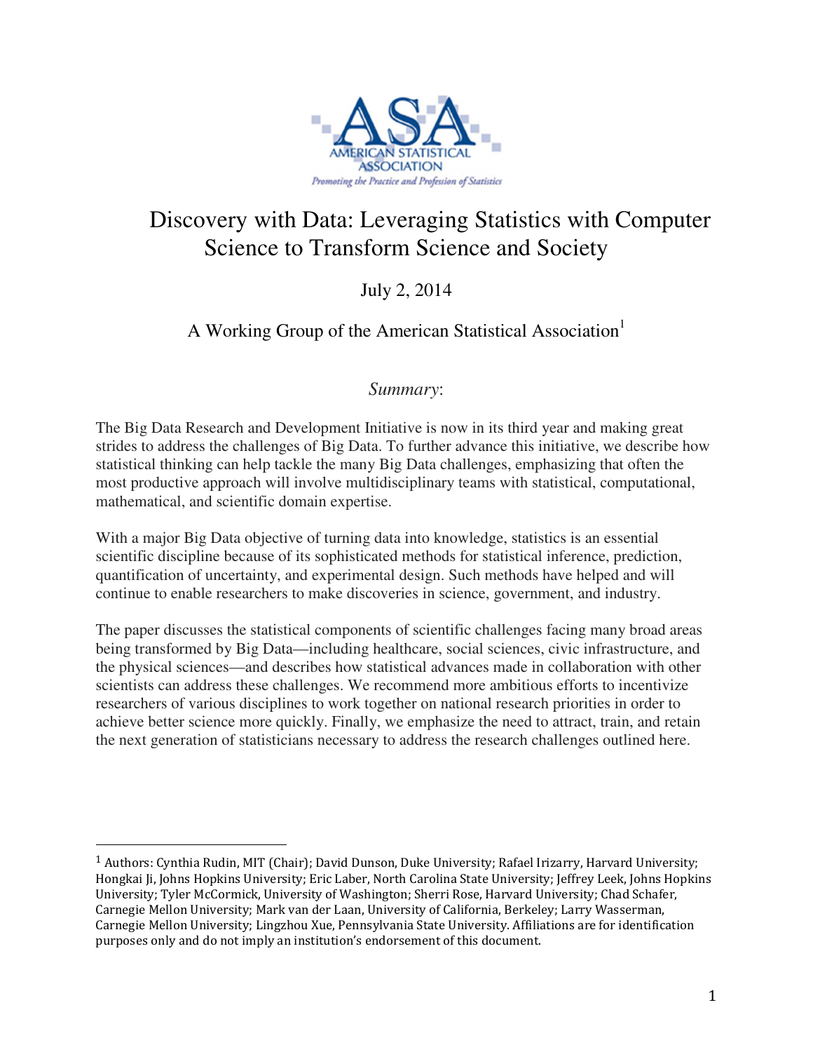# Discovery with Data: Leveraging Statistics with Computer Science to Transform Science and Society

July 2, 2014

A Working Group of the American Statistical Association[1]

*Summary*:

The Big Data Research and Development Initiative is now in its third year and making great strides to address the challenges of Big Data. To further advance this initiative, we describe how statistical thinking can help tackle the many Big Data challenges, emphasizing that often the most productive approach will involve multidisciplinary teams with statistical, computational, mathematical, and scientific domain expertise.

With a major Big Data objective of turning data into knowledge, statistics is an essential scientific discipline because of its sophisticated methods for statistical inference, prediction, quantification of uncertainty, and experimental design. Such methods have helped and will continue to enable researchers to make discoveries in science, government, and industry.

The paper discusses the statistical components of scientific challenges facing many broad areas being transformed by Big Data—including healthcare, social sciences, civic infrastructure, and the physical sciences—and describes how statistical advances made in collaboration with other scientists can address these challenges. We recommend more ambitious efforts to incentivize researchers of various disciplines to work together on national research priorities in order to achieve better science more quickly. Finally, we emphasize the need to attract, train, and retain the next generation of statisticians necessary to address the research challenges outlined here.

---

[1] Authors: Cynthia Rudin, MIT (Chair); David Dunson, Duke University; Rafael Irizarry, Harvard University; Hongkai Ji, Johns Hopkins University; Eric Laber, North Carolina State University; Jeffrey Leek, Johns Hopkins University; Tyler McCormick, University of Washington; Sherri Rose, Harvard University; Chad Schafer, Carnegie Mellon University; Mark van der Laan, University of California, Berkeley; Larry Wasserman, Carnegie Mellon University; Lingzhou Xue, Pennsylvania State University. Affiliations are for identification purposes only and do not imply an institution's endorsement of this document.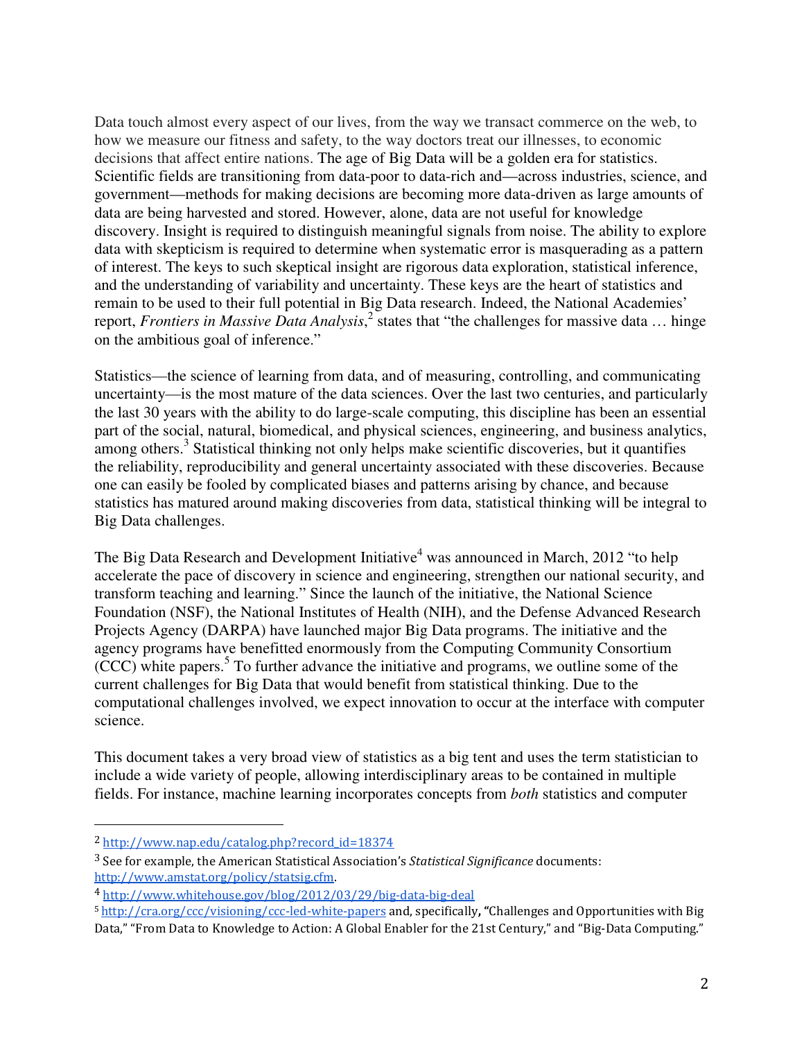Data touch almost every aspect of our lives, from the way we transact commerce on the web, to how we measure our fitness and safety, to the way doctors treat our illnesses, to economic decisions that affect entire nations. The age of Big Data will be a golden era for statistics. Scientific fields are transitioning from data-poor to data-rich and—across industries, science, and government—methods for making decisions are becoming more data-driven as large amounts of data are being harvested and stored. However, alone, data are not useful for knowledge discovery. Insight is required to distinguish meaningful signals from noise. The ability to explore data with skepticism is required to determine when systematic error is masquerading as a pattern of interest. The keys to such skeptical insight are rigorous data exploration, statistical inference, and the understanding of variability and uncertainty. These keys are the heart of statistics and remain to be used to their full potential in Big Data research. Indeed, the National Academies' report, *Frontiers in Massive Data Analysis*,[2] states that "the challenges for massive data … hinge on the ambitious goal of inference."

Statistics—the science of learning from data, and of measuring, controlling, and communicating uncertainty—is the most mature of the data sciences. Over the last two centuries, and particularly the last 30 years with the ability to do large-scale computing, this discipline has been an essential part of the social, natural, biomedical, and physical sciences, engineering, and business analytics, among others.[3] Statistical thinking not only helps make scientific discoveries, but it quantifies the reliability, reproducibility and general uncertainty associated with these discoveries. Because one can easily be fooled by complicated biases and patterns arising by chance, and because statistics has matured around making discoveries from data, statistical thinking will be integral to Big Data challenges.

The Big Data Research and Development Initiative[4] was announced in March, 2012 "to help accelerate the pace of discovery in science and engineering, strengthen our national security, and transform teaching and learning." Since the launch of the initiative, the National Science Foundation (NSF), the National Institutes of Health (NIH), and the Defense Advanced Research Projects Agency (DARPA) have launched major Big Data programs. The initiative and the agency programs have benefitted enormously from the Computing Community Consortium (CCC) white papers.[5] To further advance the initiative and programs, we outline some of the current challenges for Big Data that would benefit from statistical thinking. Due to the computational challenges involved, we expect innovation to occur at the interface with computer science.

This document takes a very broad view of statistics as a big tent and uses the term statistician to include a wide variety of people, allowing interdisciplinary areas to be contained in multiple fields. For instance, machine learning incorporates concepts from *both* statistics and computer

---

[2] http://www.nap.edu/catalog.php?record_id=18374

[3] See for example, the American Statistical Association's *Statistical Significance* documents: http://www.amstat.org/policy/statsig.cfm.

[4] http://www.whitehouse.gov/blog/2012/03/29/big-data-big-deal

[5] http://cra.org/ccc/visioning/ccc-led-white-papers and, specifically, "Challenges and Opportunities with Big Data," "From Data to Knowledge to Action: A Global Enabler for the 21st Century," and "Big-Data Computing."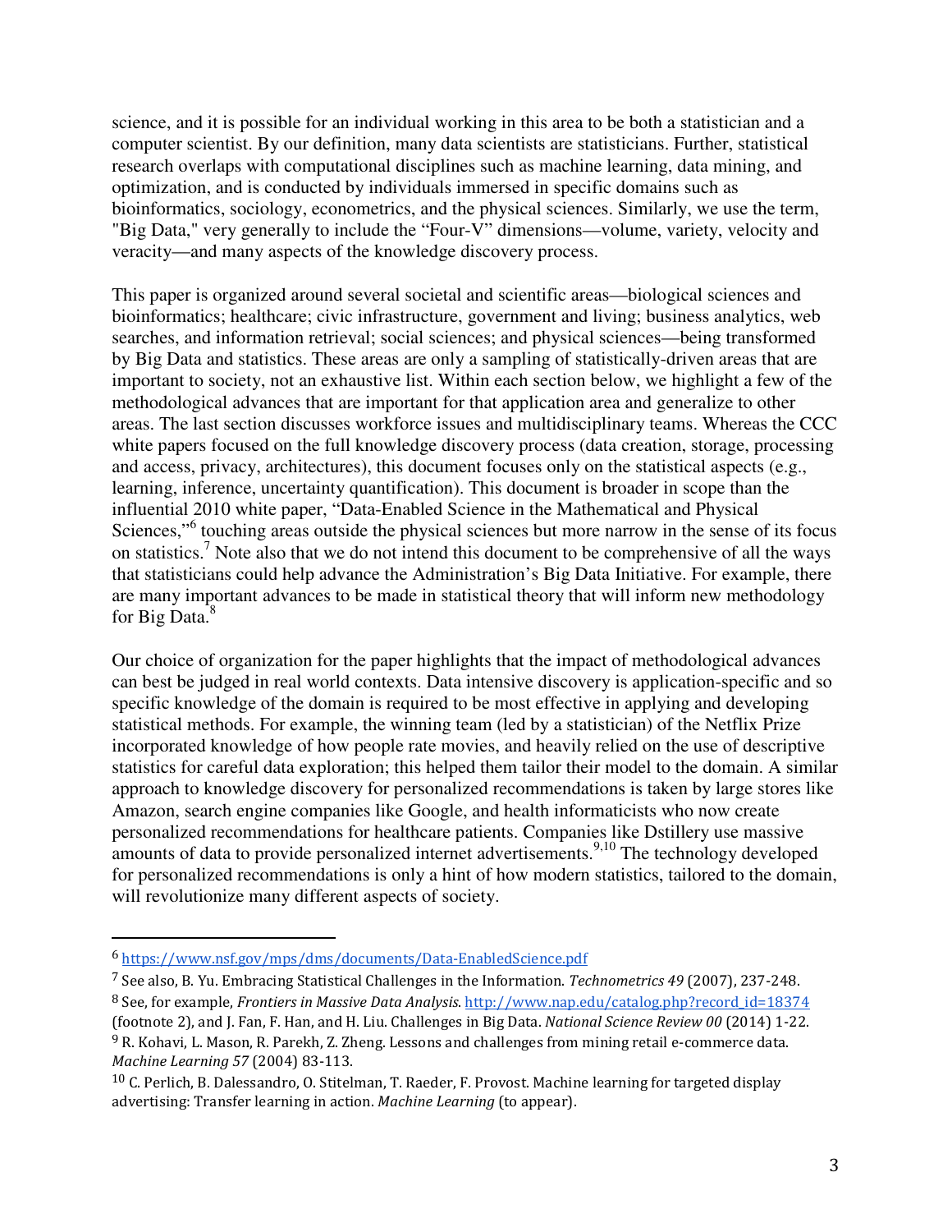science, and it is possible for an individual working in this area to be both a statistician and a computer scientist. By our definition, many data scientists are statisticians. Further, statistical research overlaps with computational disciplines such as machine learning, data mining, and optimization, and is conducted by individuals immersed in specific domains such as bioinformatics, sociology, econometrics, and the physical sciences. Similarly, we use the term, "Big Data," very generally to include the "Four-V" dimensions—volume, variety, velocity and veracity—and many aspects of the knowledge discovery process.

This paper is organized around several societal and scientific areas—biological sciences and bioinformatics; healthcare; civic infrastructure, government and living; business analytics, web searches, and information retrieval; social sciences; and physical sciences—being transformed by Big Data and statistics. These areas are only a sampling of statistically-driven areas that are important to society, not an exhaustive list. Within each section below, we highlight a few of the methodological advances that are important for that application area and generalize to other areas. The last section discusses workforce issues and multidisciplinary teams. Whereas the CCC white papers focused on the full knowledge discovery process (data creation, storage, processing and access, privacy, architectures), this document focuses only on the statistical aspects (e.g., learning, inference, uncertainty quantification). This document is broader in scope than the influential 2010 white paper, "Data-Enabled Science in the Mathematical and Physical Sciences,"[6] touching areas outside the physical sciences but more narrow in the sense of its focus on statistics.[7] Note also that we do not intend this document to be comprehensive of all the ways that statisticians could help advance the Administration's Big Data Initiative. For example, there are many important advances to be made in statistical theory that will inform new methodology for Big Data.[8]

Our choice of organization for the paper highlights that the impact of methodological advances can best be judged in real world contexts. Data intensive discovery is application-specific and so specific knowledge of the domain is required to be most effective in applying and developing statistical methods. For example, the winning team (led by a statistician) of the Netflix Prize incorporated knowledge of how people rate movies, and heavily relied on the use of descriptive statistics for careful data exploration; this helped them tailor their model to the domain. A similar approach to knowledge discovery for personalized recommendations is taken by large stores like Amazon, search engine companies like Google, and health informaticists who now create personalized recommendations for healthcare patients. Companies like Dstillery use massive amounts of data to provide personalized internet advertisements.[9,10] The technology developed for personalized recommendations is only a hint of how modern statistics, tailored to the domain, will revolutionize many different aspects of society.

---

[6] https://www.nsf.gov/mps/dms/documents/Data-EnabledScience.pdf

[7] See also, B. Yu. Embracing Statistical Challenges in the Information. *Technometrics 49* (2007), 237-248.

[8] See, for example, *Frontiers in Massive Data Analysis*. http://www.nap.edu/catalog.php?record_id=18374 (footnote 2), and J. Fan, F. Han, and H. Liu. Challenges in Big Data. *National Science Review 00* (2014) 1-22.

[9] R. Kohavi, L. Mason, R. Parekh, Z. Zheng. Lessons and challenges from mining retail e-commerce data. *Machine Learning 57* (2004) 83-113.

[10] C. Perlich, B. Dalessandro, O. Stitelman, T. Raeder, F. Provost. Machine learning for targeted display advertising: Transfer learning in action. *Machine Learning* (to appear).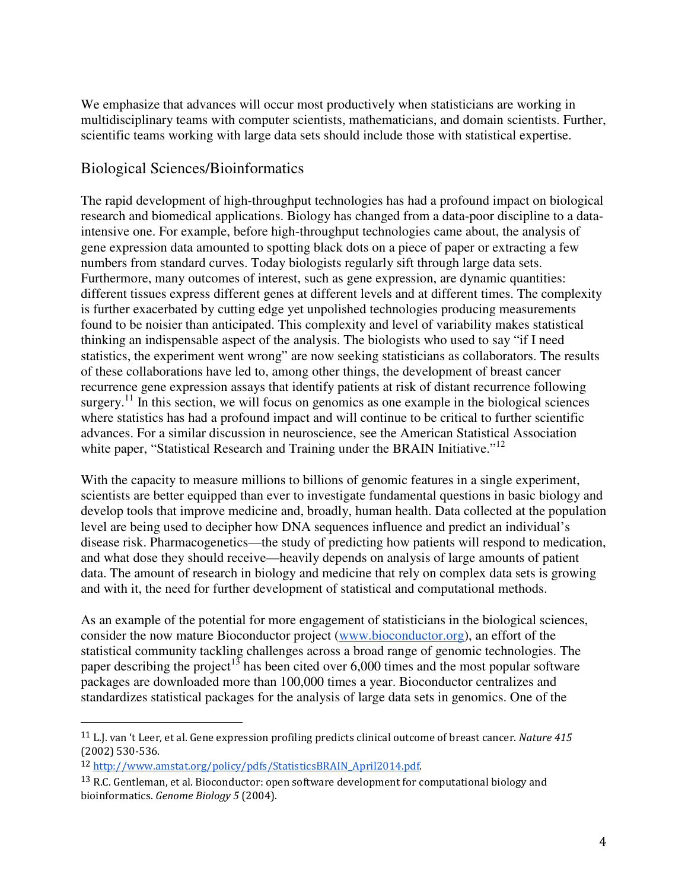We emphasize that advances will occur most productively when statisticians are working in multidisciplinary teams with computer scientists, mathematicians, and domain scientists. Further, scientific teams working with large data sets should include those with statistical expertise.

## Biological Sciences/Bioinformatics

The rapid development of high-throughput technologies has had a profound impact on biological research and biomedical applications. Biology has changed from a data-poor discipline to a data-intensive one. For example, before high-throughput technologies came about, the analysis of gene expression data amounted to spotting black dots on a piece of paper or extracting a few numbers from standard curves. Today biologists regularly sift through large data sets. Furthermore, many outcomes of interest, such as gene expression, are dynamic quantities: different tissues express different genes at different levels and at different times. The complexity is further exacerbated by cutting edge yet unpolished technologies producing measurements found to be noisier than anticipated. This complexity and level of variability makes statistical thinking an indispensable aspect of the analysis. The biologists who used to say "if I need statistics, the experiment went wrong" are now seeking statisticians as collaborators. The results of these collaborations have led to, among other things, the development of breast cancer recurrence gene expression assays that identify patients at risk of distant recurrence following surgery.[11] In this section, we will focus on genomics as one example in the biological sciences where statistics has had a profound impact and will continue to be critical to further scientific advances. For a similar discussion in neuroscience, see the American Statistical Association white paper, "Statistical Research and Training under the BRAIN Initiative."[12]

With the capacity to measure millions to billions of genomic features in a single experiment, scientists are better equipped than ever to investigate fundamental questions in basic biology and develop tools that improve medicine and, broadly, human health. Data collected at the population level are being used to decipher how DNA sequences influence and predict an individual's disease risk. Pharmacogenetics—the study of predicting how patients will respond to medication, and what dose they should receive—heavily depends on analysis of large amounts of patient data. The amount of research in biology and medicine that rely on complex data sets is growing and with it, the need for further development of statistical and computational methods.

As an example of the potential for more engagement of statisticians in the biological sciences, consider the now mature Bioconductor project (www.bioconductor.org), an effort of the statistical community tackling challenges across a broad range of genomic technologies. The paper describing the project[13] has been cited over 6,000 times and the most popular software packages are downloaded more than 100,000 times a year. Bioconductor centralizes and standardizes statistical packages for the analysis of large data sets in genomics. One of the

---

[11] L.J. van 't Leer, et al. Gene expression profiling predicts clinical outcome of breast cancer. *Nature 415* (2002) 530-536.

[12] http://www.amstat.org/policy/pdfs/StatisticsBRAIN_April2014.pdf.

[13] R.C. Gentleman, et al. Bioconductor: open software development for computational biology and bioinformatics. *Genome Biology 5* (2004).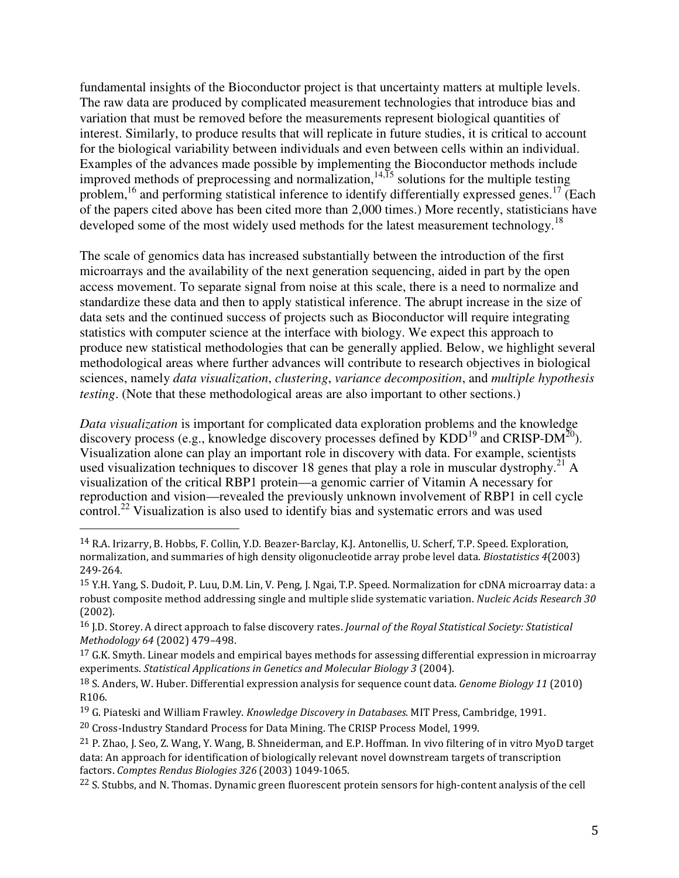fundamental insights of the Bioconductor project is that uncertainty matters at multiple levels. The raw data are produced by complicated measurement technologies that introduce bias and variation that must be removed before the measurements represent biological quantities of interest. Similarly, to produce results that will replicate in future studies, it is critical to account for the biological variability between individuals and even between cells within an individual. Examples of the advances made possible by implementing the Bioconductor methods include improved methods of preprocessing and normalization,[14,15] solutions for the multiple testing problem,[16] and performing statistical inference to identify differentially expressed genes.[17] (Each of the papers cited above has been cited more than 2,000 times.) More recently, statisticians have developed some of the most widely used methods for the latest measurement technology.[18]

The scale of genomics data has increased substantially between the introduction of the first microarrays and the availability of the next generation sequencing, aided in part by the open access movement. To separate signal from noise at this scale, there is a need to normalize and standardize these data and then to apply statistical inference. The abrupt increase in the size of data sets and the continued success of projects such as Bioconductor will require integrating statistics with computer science at the interface with biology. We expect this approach to produce new statistical methodologies that can be generally applied. Below, we highlight several methodological areas where further advances will contribute to research objectives in biological sciences, namely *data visualization*, *clustering*, *variance decomposition*, and *multiple hypothesis testing*. (Note that these methodological areas are also important to other sections.)

*Data visualization* is important for complicated data exploration problems and the knowledge discovery process (e.g., knowledge discovery processes defined by KDD[19] and CRISP-DM[20]). Visualization alone can play an important role in discovery with data. For example, scientists used visualization techniques to discover 18 genes that play a role in muscular dystrophy.[21] A visualization of the critical RBP1 protein—a genomic carrier of Vitamin A necessary for reproduction and vision—revealed the previously unknown involvement of RBP1 in cell cycle control.[22] Visualization is also used to identify bias and systematic errors and was used

---

[14] R.A. Irizarry, B. Hobbs, F. Collin, Y.D. Beazer-Barclay, K.J. Antonellis, U. Scherf, T.P. Speed. Exploration, normalization, and summaries of high density oligonucleotide array probe level data. *Biostatistics 4*(2003) 249-264.

[15] Y.H. Yang, S. Dudoit, P. Luu, D.M. Lin, V. Peng, J. Ngai, T.P. Speed. Normalization for cDNA microarray data: a robust composite method addressing single and multiple slide systematic variation. *Nucleic Acids Research 30* (2002).

[16] J.D. Storey. A direct approach to false discovery rates. *Journal of the Royal Statistical Society: Statistical Methodology 64* (2002) 479–498.

[17] G.K. Smyth. Linear models and empirical bayes methods for assessing differential expression in microarray experiments. *Statistical Applications in Genetics and Molecular Biology 3* (2004).

[18] S. Anders, W. Huber. Differential expression analysis for sequence count data. *Genome Biology 11* (2010) R106.

[19] G. Piateski and William Frawley. *Knowledge Discovery in Databases*. MIT Press, Cambridge, 1991.

[20] Cross-Industry Standard Process for Data Mining. The CRISP Process Model, 1999.

[21] P. Zhao, J. Seo, Z. Wang, Y. Wang, B. Shneiderman, and E.P. Hoffman. In vivo filtering of in vitro MyoD target data: An approach for identification of biologically relevant novel downstream targets of transcription factors. *Comptes Rendus Biologies 326* (2003) 1049-1065.

[22] S. Stubbs, and N. Thomas. Dynamic green fluorescent protein sensors for high-content analysis of the cell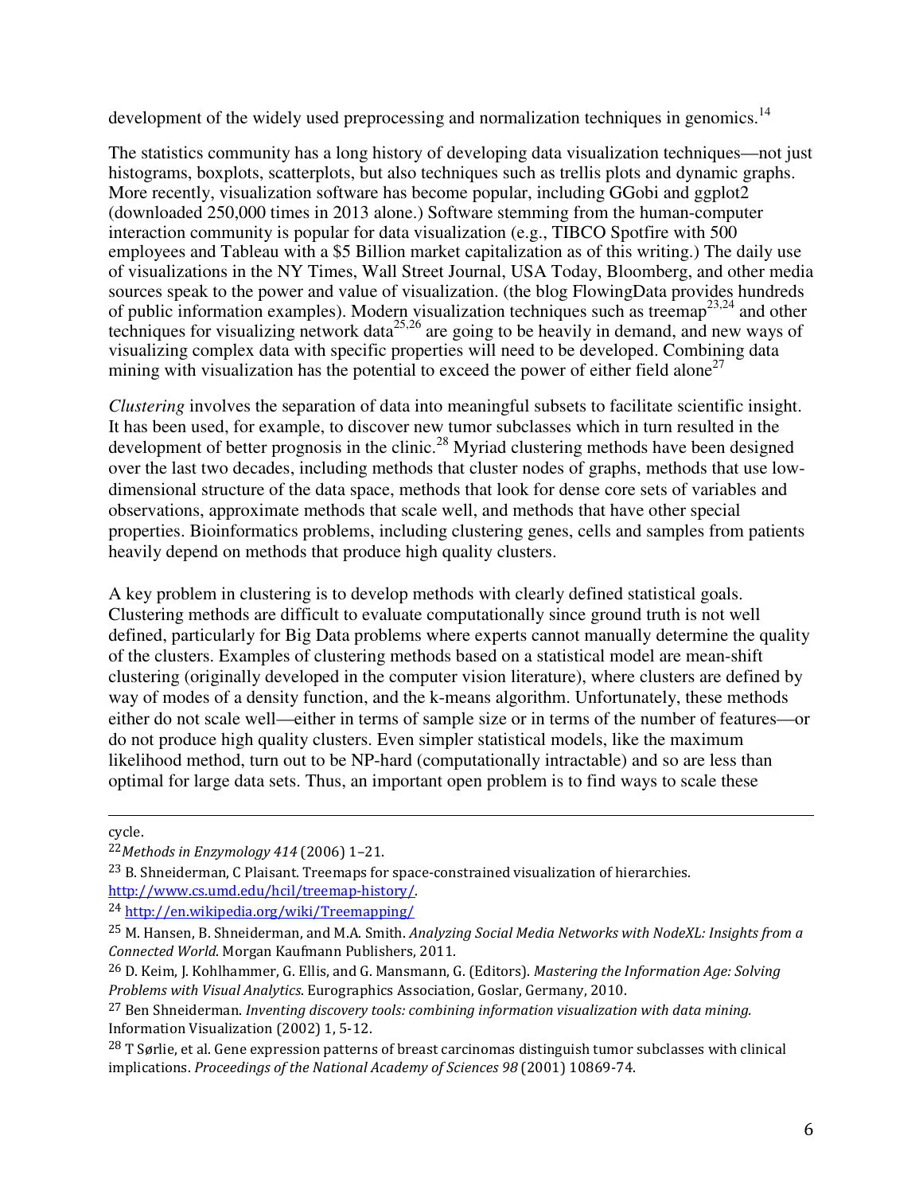development of the widely used preprocessing and normalization techniques in genomics.[14]

The statistics community has a long history of developing data visualization techniques—not just histograms, boxplots, scatterplots, but also techniques such as trellis plots and dynamic graphs. More recently, visualization software has become popular, including GGobi and ggplot2 (downloaded 250,000 times in 2013 alone.) Software stemming from the human-computer interaction community is popular for data visualization (e.g., TIBCO Spotfire with 500 employees and Tableau with a $5 Billion market capitalization as of this writing.) The daily use of visualizations in the NY Times, Wall Street Journal, USA Today, Bloomberg, and other media sources speak to the power and value of visualization. (the blog FlowingData provides hundreds of public information examples). Modern visualization techniques such as treemap[23,24] and other techniques for visualizing network data[25,26] are going to be heavily in demand, and new ways of visualizing complex data with specific properties will need to be developed. Combining data mining with visualization has the potential to exceed the power of either field alone[27]

*Clustering* involves the separation of data into meaningful subsets to facilitate scientific insight. It has been used, for example, to discover new tumor subclasses which in turn resulted in the development of better prognosis in the clinic.[28] Myriad clustering methods have been designed over the last two decades, including methods that cluster nodes of graphs, methods that use low-dimensional structure of the data space, methods that look for dense core sets of variables and observations, approximate methods that scale well, and methods that have other special properties. Bioinformatics problems, including clustering genes, cells and samples from patients heavily depend on methods that produce high quality clusters.

A key problem in clustering is to develop methods with clearly defined statistical goals. Clustering methods are difficult to evaluate computationally since ground truth is not well defined, particularly for Big Data problems where experts cannot manually determine the quality of the clusters. Examples of clustering methods based on a statistical model are mean-shift clustering (originally developed in the computer vision literature), where clusters are defined by way of modes of a density function, and the k-means algorithm. Unfortunately, these methods either do not scale well—either in terms of sample size or in terms of the number of features—or do not produce high quality clusters. Even simpler statistical models, like the maximum likelihood method, turn out to be NP-hard (computationally intractable) and so are less than optimal for large data sets. Thus, an important open problem is to find ways to scale these

---

cycle.

[22] *Methods in Enzymology 414* (2006) 1–21.

[23] B. Shneiderman, C Plaisant. Treemaps for space-constrained visualization of hierarchies. http://www.cs.umd.edu/hcil/treemap-history/.

[24] http://en.wikipedia.org/wiki/Treemapping/

[25] M. Hansen, B. Shneiderman, and M.A. Smith. *Analyzing Social Media Networks with NodeXL: Insights from a Connected World*. Morgan Kaufmann Publishers, 2011.

[26] D. Keim, J. Kohlhammer, G. Ellis, and G. Mansmann, G. (Editors). *Mastering the Information Age: Solving Problems with Visual Analytics*. Eurographics Association, Goslar, Germany, 2010.

[27] Ben Shneiderman. *Inventing discovery tools: combining information visualization with data mining.* Information Visualization (2002) 1, 5-12.

[28] T Sørlie, et al. Gene expression patterns of breast carcinomas distinguish tumor subclasses with clinical implications. *Proceedings of the National Academy of Sciences 98* (2001) 10869-74.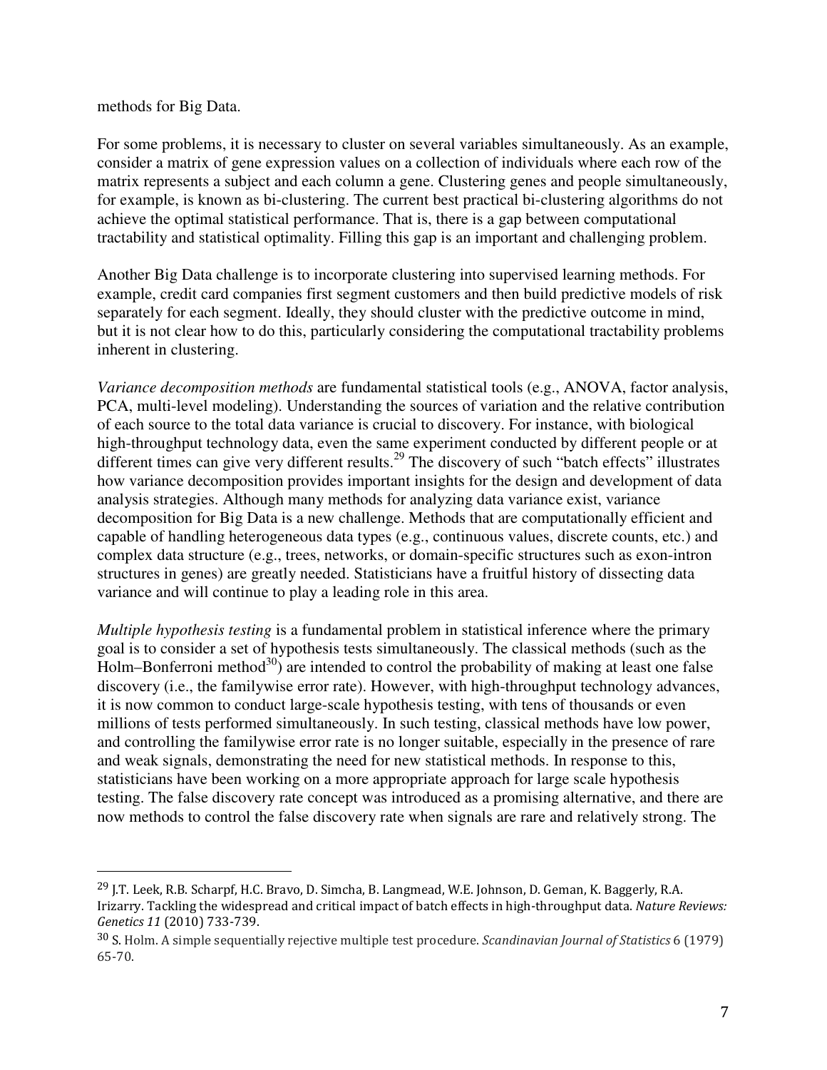methods for Big Data.

For some problems, it is necessary to cluster on several variables simultaneously. As an example, consider a matrix of gene expression values on a collection of individuals where each row of the matrix represents a subject and each column a gene. Clustering genes and people simultaneously, for example, is known as bi-clustering. The current best practical bi-clustering algorithms do not achieve the optimal statistical performance. That is, there is a gap between computational tractability and statistical optimality. Filling this gap is an important and challenging problem.

Another Big Data challenge is to incorporate clustering into supervised learning methods. For example, credit card companies first segment customers and then build predictive models of risk separately for each segment. Ideally, they should cluster with the predictive outcome in mind, but it is not clear how to do this, particularly considering the computational tractability problems inherent in clustering.

*Variance decomposition methods* are fundamental statistical tools (e.g., ANOVA, factor analysis, PCA, multi-level modeling). Understanding the sources of variation and the relative contribution of each source to the total data variance is crucial to discovery. For instance, with biological high-throughput technology data, even the same experiment conducted by different people or at different times can give very different results.[29] The discovery of such "batch effects" illustrates how variance decomposition provides important insights for the design and development of data analysis strategies. Although many methods for analyzing data variance exist, variance decomposition for Big Data is a new challenge. Methods that are computationally efficient and capable of handling heterogeneous data types (e.g., continuous values, discrete counts, etc.) and complex data structure (e.g., trees, networks, or domain-specific structures such as exon-intron structures in genes) are greatly needed. Statisticians have a fruitful history of dissecting data variance and will continue to play a leading role in this area.

*Multiple hypothesis testing* is a fundamental problem in statistical inference where the primary goal is to consider a set of hypothesis tests simultaneously. The classical methods (such as the Holm–Bonferroni method[30]) are intended to control the probability of making at least one false discovery (i.e., the familywise error rate). However, with high-throughput technology advances, it is now common to conduct large-scale hypothesis testing, with tens of thousands or even millions of tests performed simultaneously. In such testing, classical methods have low power, and controlling the familywise error rate is no longer suitable, especially in the presence of rare and weak signals, demonstrating the need for new statistical methods. In response to this, statisticians have been working on a more appropriate approach for large scale hypothesis testing. The false discovery rate concept was introduced as a promising alternative, and there are now methods to control the false discovery rate when signals are rare and relatively strong. The

---

[29] J.T. Leek, R.B. Scharpf, H.C. Bravo, D. Simcha, B. Langmead, W.E. Johnson, D. Geman, K. Baggerly, R.A. Irizarry. Tackling the widespread and critical impact of batch effects in high-throughput data. *Nature Reviews: Genetics 11* (2010) 733-739.

[30] S. Holm. A simple sequentially rejective multiple test procedure. *Scandinavian Journal of Statistics* 6 (1979) 65-70.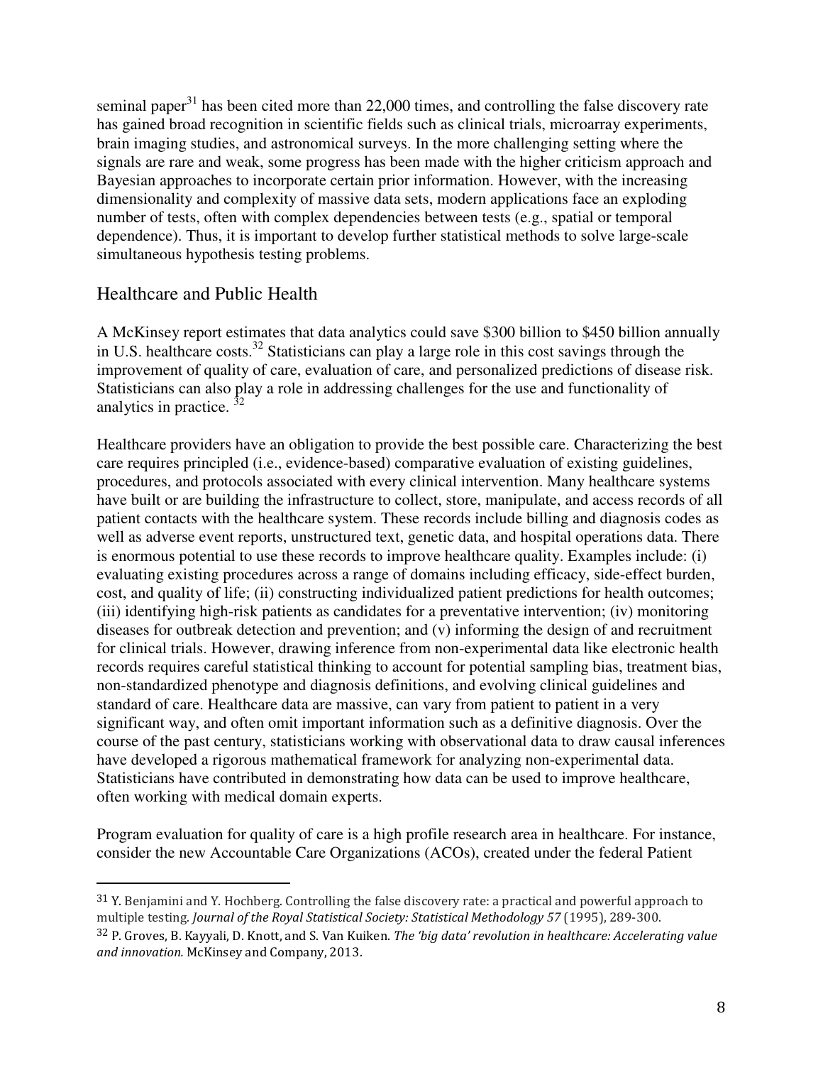seminal paper[31] has been cited more than 22,000 times, and controlling the false discovery rate has gained broad recognition in scientific fields such as clinical trials, microarray experiments, brain imaging studies, and astronomical surveys. In the more challenging setting where the signals are rare and weak, some progress has been made with the higher criticism approach and Bayesian approaches to incorporate certain prior information. However, with the increasing dimensionality and complexity of massive data sets, modern applications face an exploding number of tests, often with complex dependencies between tests (e.g., spatial or temporal dependence). Thus, it is important to develop further statistical methods to solve large-scale simultaneous hypothesis testing problems.

## Healthcare and Public Health

A McKinsey report estimates that data analytics could save \$300 billion to \$450 billion annually in U.S. healthcare costs.[32] Statisticians can play a large role in this cost savings through the improvement of quality of care, evaluation of care, and personalized predictions of disease risk. Statisticians can also play a role in addressing challenges for the use and functionality of analytics in practice. [32]

Healthcare providers have an obligation to provide the best possible care. Characterizing the best care requires principled (i.e., evidence-based) comparative evaluation of existing guidelines, procedures, and protocols associated with every clinical intervention. Many healthcare systems have built or are building the infrastructure to collect, store, manipulate, and access records of all patient contacts with the healthcare system. These records include billing and diagnosis codes as well as adverse event reports, unstructured text, genetic data, and hospital operations data. There is enormous potential to use these records to improve healthcare quality. Examples include: (i) evaluating existing procedures across a range of domains including efficacy, side-effect burden, cost, and quality of life; (ii) constructing individualized patient predictions for health outcomes; (iii) identifying high-risk patients as candidates for a preventative intervention; (iv) monitoring diseases for outbreak detection and prevention; and (v) informing the design of and recruitment for clinical trials. However, drawing inference from non-experimental data like electronic health records requires careful statistical thinking to account for potential sampling bias, treatment bias, non-standardized phenotype and diagnosis definitions, and evolving clinical guidelines and standard of care. Healthcare data are massive, can vary from patient to patient in a very significant way, and often omit important information such as a definitive diagnosis. Over the course of the past century, statisticians working with observational data to draw causal inferences have developed a rigorous mathematical framework for analyzing non-experimental data. Statisticians have contributed in demonstrating how data can be used to improve healthcare, often working with medical domain experts.

Program evaluation for quality of care is a high profile research area in healthcare. For instance, consider the new Accountable Care Organizations (ACOs), created under the federal Patient

---

[31] Y. Benjamini and Y. Hochberg. Controlling the false discovery rate: a practical and powerful approach to multiple testing. *Journal of the Royal Statistical Society: Statistical Methodology 57* (1995), 289-300.

[32] P. Groves, B. Kayyali, D. Knott, and S. Van Kuiken. *The 'big data' revolution in healthcare: Accelerating value and innovation.* McKinsey and Company, 2013.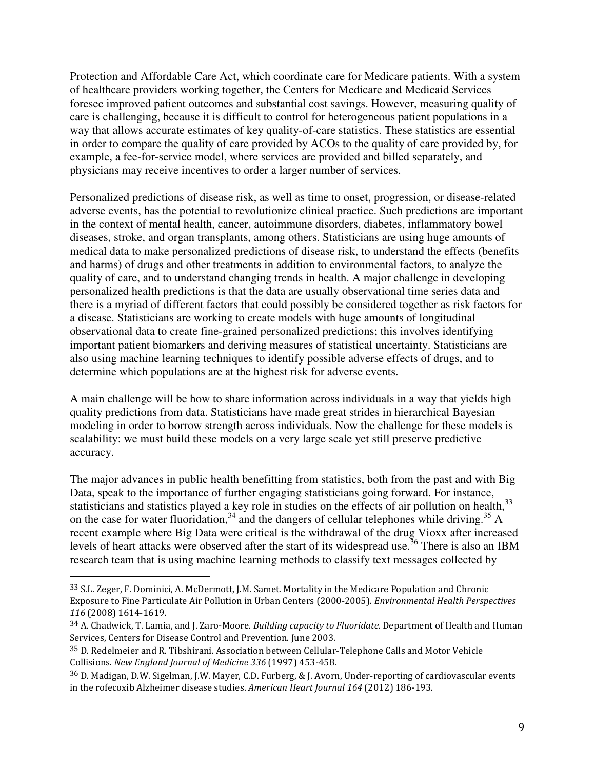Protection and Affordable Care Act, which coordinate care for Medicare patients. With a system of healthcare providers working together, the Centers for Medicare and Medicaid Services foresee improved patient outcomes and substantial cost savings. However, measuring quality of care is challenging, because it is difficult to control for heterogeneous patient populations in a way that allows accurate estimates of key quality-of-care statistics. These statistics are essential in order to compare the quality of care provided by ACOs to the quality of care provided by, for example, a fee-for-service model, where services are provided and billed separately, and physicians may receive incentives to order a larger number of services.

Personalized predictions of disease risk, as well as time to onset, progression, or disease-related adverse events, has the potential to revolutionize clinical practice. Such predictions are important in the context of mental health, cancer, autoimmune disorders, diabetes, inflammatory bowel diseases, stroke, and organ transplants, among others. Statisticians are using huge amounts of medical data to make personalized predictions of disease risk, to understand the effects (benefits and harms) of drugs and other treatments in addition to environmental factors, to analyze the quality of care, and to understand changing trends in health. A major challenge in developing personalized health predictions is that the data are usually observational time series data and there is a myriad of different factors that could possibly be considered together as risk factors for a disease. Statisticians are working to create models with huge amounts of longitudinal observational data to create fine-grained personalized predictions; this involves identifying important patient biomarkers and deriving measures of statistical uncertainty. Statisticians are also using machine learning techniques to identify possible adverse effects of drugs, and to determine which populations are at the highest risk for adverse events.

A main challenge will be how to share information across individuals in a way that yields high quality predictions from data. Statisticians have made great strides in hierarchical Bayesian modeling in order to borrow strength across individuals. Now the challenge for these models is scalability: we must build these models on a very large scale yet still preserve predictive accuracy.

The major advances in public health benefitting from statistics, both from the past and with Big Data, speak to the importance of further engaging statisticians going forward. For instance, statisticians and statistics played a key role in studies on the effects of air pollution on health,[33] on the case for water fluoridation,[34] and the dangers of cellular telephones while driving.[35] A recent example where Big Data were critical is the withdrawal of the drug Vioxx after increased levels of heart attacks were observed after the start of its widespread use.[36] There is also an IBM research team that is using machine learning methods to classify text messages collected by

---

[33] S.L. Zeger, F. Dominici, A. McDermott, J.M. Samet. Mortality in the Medicare Population and Chronic Exposure to Fine Particulate Air Pollution in Urban Centers (2000-2005). *Environmental Health Perspectives 116* (2008) 1614-1619.

[34] A. Chadwick, T. Lamia, and J. Zaro-Moore. *Building capacity to Fluoridate.* Department of Health and Human Services, Centers for Disease Control and Prevention. June 2003.

[35] D. Redelmeier and R. Tibshirani. Association between Cellular-Telephone Calls and Motor Vehicle Collisions. *New England Journal of Medicine 336* (1997) 453-458.

[36] D. Madigan, D.W. Sigelman, J.W. Mayer, C.D. Furberg, & J. Avorn, Under-reporting of cardiovascular events in the rofecoxib Alzheimer disease studies. *American Heart Journal 164* (2012) 186-193.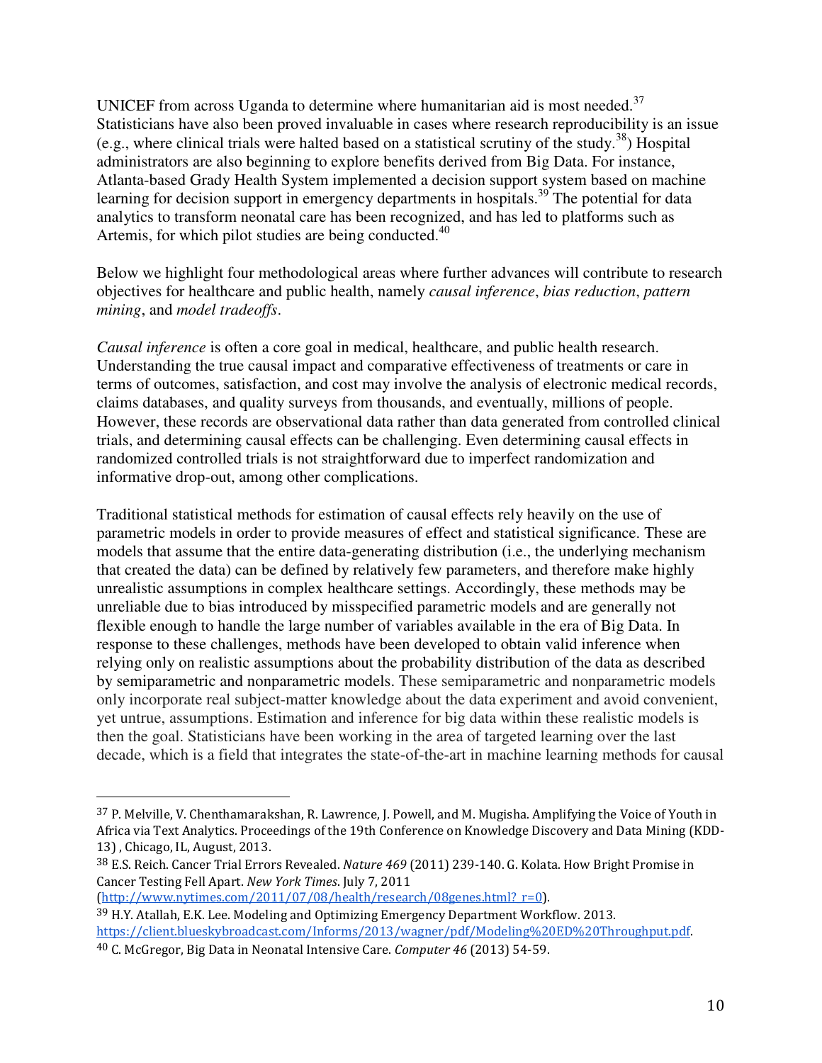UNICEF from across Uganda to determine where humanitarian aid is most needed.[37] Statisticians have also been proved invaluable in cases where research reproducibility is an issue (e.g., where clinical trials were halted based on a statistical scrutiny of the study.[38]) Hospital administrators are also beginning to explore benefits derived from Big Data. For instance, Atlanta-based Grady Health System implemented a decision support system based on machine learning for decision support in emergency departments in hospitals.[39] The potential for data analytics to transform neonatal care has been recognized, and has led to platforms such as Artemis, for which pilot studies are being conducted.[40]

Below we highlight four methodological areas where further advances will contribute to research objectives for healthcare and public health, namely *causal inference*, *bias reduction*, *pattern mining*, and *model tradeoffs*.

*Causal inference* is often a core goal in medical, healthcare, and public health research. Understanding the true causal impact and comparative effectiveness of treatments or care in terms of outcomes, satisfaction, and cost may involve the analysis of electronic medical records, claims databases, and quality surveys from thousands, and eventually, millions of people. However, these records are observational data rather than data generated from controlled clinical trials, and determining causal effects can be challenging. Even determining causal effects in randomized controlled trials is not straightforward due to imperfect randomization and informative drop-out, among other complications.

Traditional statistical methods for estimation of causal effects rely heavily on the use of parametric models in order to provide measures of effect and statistical significance. These are models that assume that the entire data-generating distribution (i.e., the underlying mechanism that created the data) can be defined by relatively few parameters, and therefore make highly unrealistic assumptions in complex healthcare settings. Accordingly, these methods may be unreliable due to bias introduced by misspecified parametric models and are generally not flexible enough to handle the large number of variables available in the era of Big Data. In response to these challenges, methods have been developed to obtain valid inference when relying only on realistic assumptions about the probability distribution of the data as described by semiparametric and nonparametric models. These semiparametric and nonparametric models only incorporate real subject-matter knowledge about the data experiment and avoid convenient, yet untrue, assumptions. Estimation and inference for big data within these realistic models is then the goal. Statisticians have been working in the area of targeted learning over the last decade, which is a field that integrates the state-of-the-art in machine learning methods for causal

---

[37] P. Melville, V. Chenthamarakshan, R. Lawrence, J. Powell, and M. Mugisha. Amplifying the Voice of Youth in Africa via Text Analytics. Proceedings of the 19th Conference on Knowledge Discovery and Data Mining (KDD-13) , Chicago, IL, August, 2013.

[38] E.S. Reich. Cancer Trial Errors Revealed. *Nature 469* (2011) 239-140. G. Kolata. How Bright Promise in Cancer Testing Fell Apart. *New York Times*. July 7, 2011 (http://www.nytimes.com/2011/07/08/health/research/08genes.html?_r=0).

[39] H.Y. Atallah, E.K. Lee. Modeling and Optimizing Emergency Department Workflow. 2013. https://client.blueskybroadcast.com/Informs/2013/wagner/pdf/Modeling%20ED%20Throughput.pdf.

[40] C. McGregor, Big Data in Neonatal Intensive Care. *Computer 46* (2013) 54-59.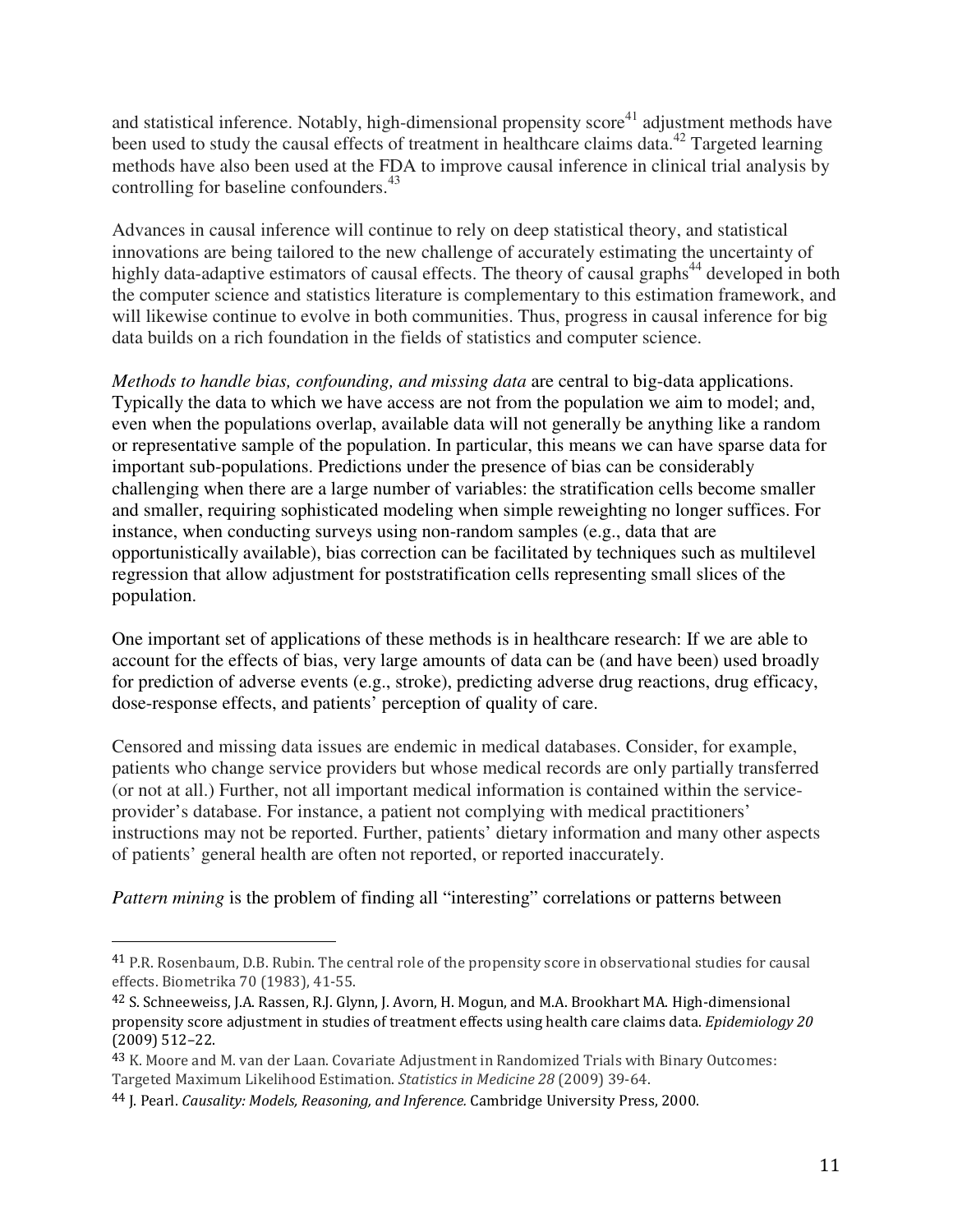and statistical inference. Notably, high-dimensional propensity score[41] adjustment methods have been used to study the causal effects of treatment in healthcare claims data.[42] Targeted learning methods have also been used at the FDA to improve causal inference in clinical trial analysis by controlling for baseline confounders.[43]

Advances in causal inference will continue to rely on deep statistical theory, and statistical innovations are being tailored to the new challenge of accurately estimating the uncertainty of highly data-adaptive estimators of causal effects. The theory of causal graphs[44] developed in both the computer science and statistics literature is complementary to this estimation framework, and will likewise continue to evolve in both communities. Thus, progress in causal inference for big data builds on a rich foundation in the fields of statistics and computer science.

*Methods to handle bias, confounding, and missing data* are central to big-data applications. Typically the data to which we have access are not from the population we aim to model; and, even when the populations overlap, available data will not generally be anything like a random or representative sample of the population. In particular, this means we can have sparse data for important sub-populations. Predictions under the presence of bias can be considerably challenging when there are a large number of variables: the stratification cells become smaller and smaller, requiring sophisticated modeling when simple reweighting no longer suffices. For instance, when conducting surveys using non-random samples (e.g., data that are opportunistically available), bias correction can be facilitated by techniques such as multilevel regression that allow adjustment for poststratification cells representing small slices of the population.

One important set of applications of these methods is in healthcare research: If we are able to account for the effects of bias, very large amounts of data can be (and have been) used broadly for prediction of adverse events (e.g., stroke), predicting adverse drug reactions, drug efficacy, dose-response effects, and patients' perception of quality of care.

Censored and missing data issues are endemic in medical databases. Consider, for example, patients who change service providers but whose medical records are only partially transferred (or not at all.) Further, not all important medical information is contained within the service-provider's database. For instance, a patient not complying with medical practitioners' instructions may not be reported. Further, patients' dietary information and many other aspects of patients' general health are often not reported, or reported inaccurately.

*Pattern mining* is the problem of finding all "interesting" correlations or patterns between

---

[41] P.R. Rosenbaum, D.B. Rubin. The central role of the propensity score in observational studies for causal effects. Biometrika 70 (1983), 41-55.

[42] S. Schneeweiss, J.A. Rassen, R.J. Glynn, J. Avorn, H. Mogun, and M.A. Brookhart MA. High-dimensional propensity score adjustment in studies of treatment effects using health care claims data. *Epidemiology 20* (2009) 512–22.

[43] K. Moore and M. van der Laan. Covariate Adjustment in Randomized Trials with Binary Outcomes: Targeted Maximum Likelihood Estimation. *Statistics in Medicine 28* (2009) 39-64.

[44] J. Pearl. *Causality: Models, Reasoning, and Inference.* Cambridge University Press, 2000.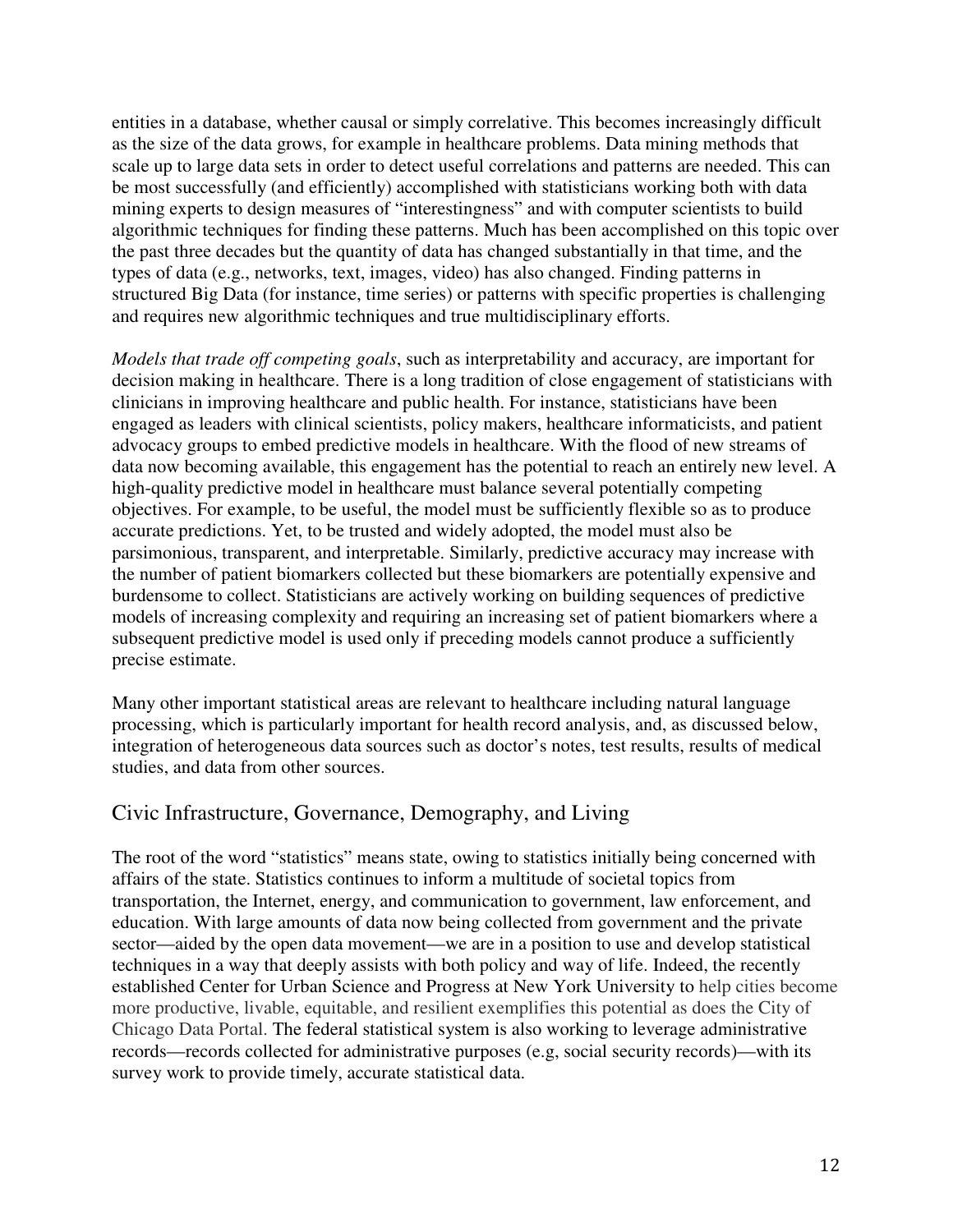entities in a database, whether causal or simply correlative. This becomes increasingly difficult as the size of the data grows, for example in healthcare problems. Data mining methods that scale up to large data sets in order to detect useful correlations and patterns are needed. This can be most successfully (and efficiently) accomplished with statisticians working both with data mining experts to design measures of "interestingness" and with computer scientists to build algorithmic techniques for finding these patterns. Much has been accomplished on this topic over the past three decades but the quantity of data has changed substantially in that time, and the types of data (e.g., networks, text, images, video) has also changed. Finding patterns in structured Big Data (for instance, time series) or patterns with specific properties is challenging and requires new algorithmic techniques and true multidisciplinary efforts.

*Models that trade off competing goals*, such as interpretability and accuracy, are important for decision making in healthcare. There is a long tradition of close engagement of statisticians with clinicians in improving healthcare and public health. For instance, statisticians have been engaged as leaders with clinical scientists, policy makers, healthcare informaticists, and patient advocacy groups to embed predictive models in healthcare. With the flood of new streams of data now becoming available, this engagement has the potential to reach an entirely new level. A high-quality predictive model in healthcare must balance several potentially competing objectives. For example, to be useful, the model must be sufficiently flexible so as to produce accurate predictions. Yet, to be trusted and widely adopted, the model must also be parsimonious, transparent, and interpretable. Similarly, predictive accuracy may increase with the number of patient biomarkers collected but these biomarkers are potentially expensive and burdensome to collect. Statisticians are actively working on building sequences of predictive models of increasing complexity and requiring an increasing set of patient biomarkers where a subsequent predictive model is used only if preceding models cannot produce a sufficiently precise estimate.

Many other important statistical areas are relevant to healthcare including natural language processing, which is particularly important for health record analysis, and, as discussed below, integration of heterogeneous data sources such as doctor's notes, test results, results of medical studies, and data from other sources.

## Civic Infrastructure, Governance, Demography, and Living

The root of the word "statistics" means state, owing to statistics initially being concerned with affairs of the state. Statistics continues to inform a multitude of societal topics from transportation, the Internet, energy, and communication to government, law enforcement, and education. With large amounts of data now being collected from government and the private sector—aided by the open data movement—we are in a position to use and develop statistical techniques in a way that deeply assists with both policy and way of life. Indeed, the recently established Center for Urban Science and Progress at New York University to help cities become more productive, livable, equitable, and resilient exemplifies this potential as does the City of Chicago Data Portal. The federal statistical system is also working to leverage administrative records—records collected for administrative purposes (e.g, social security records)—with its survey work to provide timely, accurate statistical data.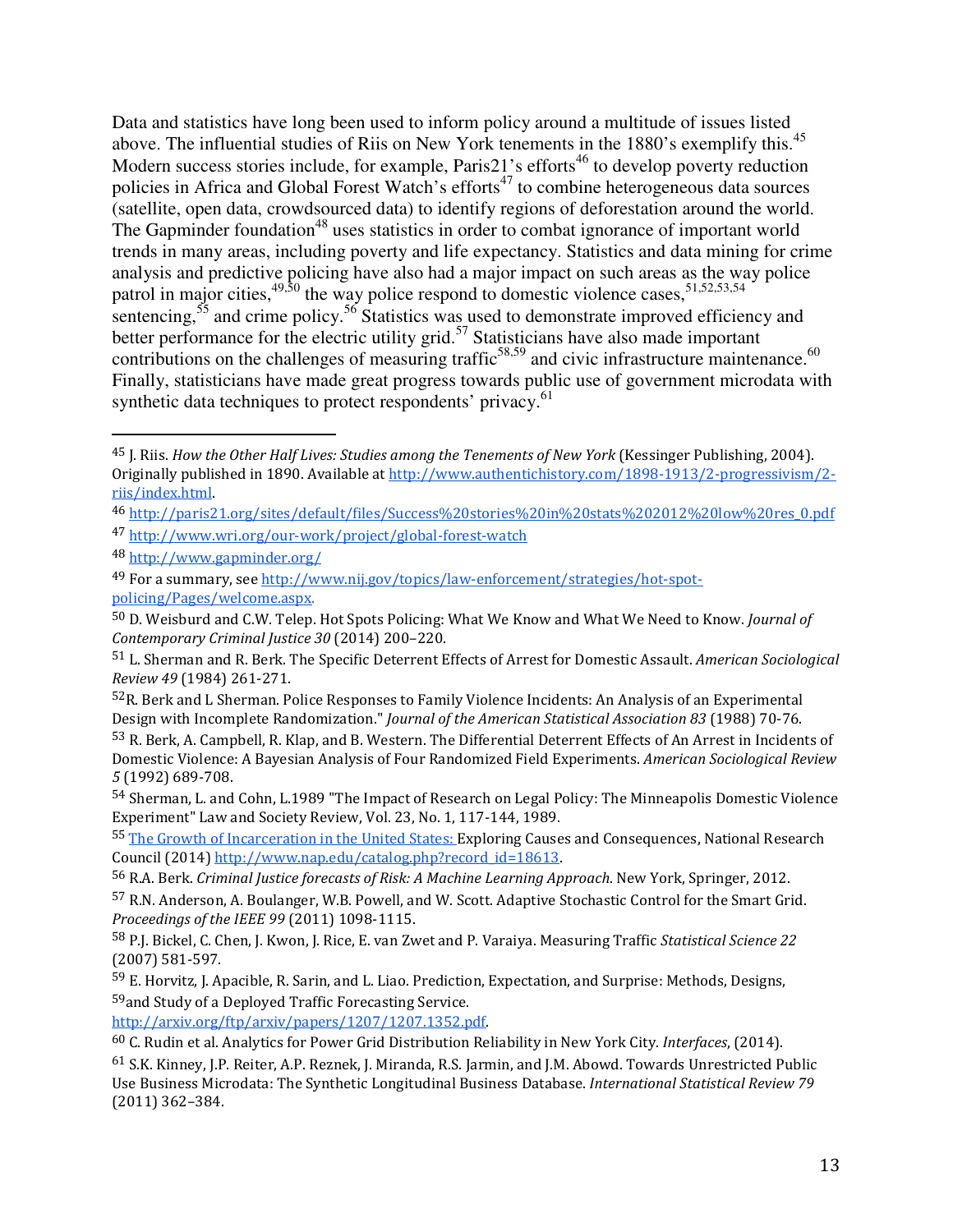Data and statistics have long been used to inform policy around a multitude of issues listed above. The influential studies of Riis on New York tenements in the 1880's exemplify this.[45] Modern success stories include, for example, Paris21's efforts[46] to develop poverty reduction policies in Africa and Global Forest Watch's efforts[47] to combine heterogeneous data sources (satellite, open data, crowdsourced data) to identify regions of deforestation around the world. The Gapminder foundation[48] uses statistics in order to combat ignorance of important world trends in many areas, including poverty and life expectancy. Statistics and data mining for crime analysis and predictive policing have also had a major impact on such areas as the way police patrol in major cities,[49,50] the way police respond to domestic violence cases,[51,52,53,54] sentencing,[55] and crime policy.[56] Statistics was used to demonstrate improved efficiency and better performance for the electric utility grid.[57] Statisticians have also made important contributions on the challenges of measuring traffic[58,59] and civic infrastructure maintenance.[60] Finally, statisticians have made great progress towards public use of government microdata with synthetic data techniques to protect respondents' privacy.[61]

---

[45] J. Riis. *How the Other Half Lives: Studies among the Tenements of New York* (Kessinger Publishing, 2004). Originally published in 1890. Available at http://www.authentichistory.com/1898-1913/2-progressivism/2-riis/index.html.

[46] http://paris21.org/sites/default/files/Success%20stories%20in%20stats%202012%20low%20res_0.pdf

[47] http://www.wri.org/our-work/project/global-forest-watch

[48] http://www.gapminder.org/

[49] For a summary, see http://www.nij.gov/topics/law-enforcement/strategies/hot-spot-policing/Pages/welcome.aspx.

[50] D. Weisburd and C.W. Telep. Hot Spots Policing: What We Know and What We Need to Know. *Journal of Contemporary Criminal Justice 30* (2014) 200–220.

[51] L. Sherman and R. Berk. The Specific Deterrent Effects of Arrest for Domestic Assault. *American Sociological Review 49* (1984) 261-271.

[52] R. Berk and L Sherman. Police Responses to Family Violence Incidents: An Analysis of an Experimental Design with Incomplete Randomization." *Journal of the American Statistical Association 83* (1988) 70-76.

[53] R. Berk, A. Campbell, R. Klap, and B. Western. The Differential Deterrent Effects of An Arrest in Incidents of Domestic Violence: A Bayesian Analysis of Four Randomized Field Experiments. *American Sociological Review 5* (1992) 689-708.

[54] Sherman, L. and Cohn, L.1989 "The Impact of Research on Legal Policy: The Minneapolis Domestic Violence Experiment" Law and Society Review, Vol. 23, No. 1, 117-144, 1989.

[55] The Growth of Incarceration in the United States: Exploring Causes and Consequences, National Research Council (2014) http://www.nap.edu/catalog.php?record_id=18613.

[56] R.A. Berk. *Criminal Justice forecasts of Risk: A Machine Learning Approach*. New York, Springer, 2012.

[57] R.N. Anderson, A. Boulanger, W.B. Powell, and W. Scott. Adaptive Stochastic Control for the Smart Grid. *Proceedings of the IEEE 99* (2011) 1098-1115.

[58] P.J. Bickel, C. Chen, J. Kwon, J. Rice, E. van Zwet and P. Varaiya. Measuring Traffic *Statistical Science 22* (2007) 581-597.

[59] E. Horvitz, J. Apacible, R. Sarin, and L. Liao. Prediction, Expectation, and Surprise: Methods, Designs, and Study of a Deployed Traffic Forecasting Service. http://arxiv.org/ftp/arxiv/papers/1207/1207.1352.pdf.

[60] C. Rudin et al. Analytics for Power Grid Distribution Reliability in New York City. *Interfaces*, (2014).

[61] S.K. Kinney, J.P. Reiter, A.P. Reznek, J. Miranda, R.S. Jarmin, and J.M. Abowd. Towards Unrestricted Public Use Business Microdata: The Synthetic Longitudinal Business Database. *International Statistical Review 79* (2011) 362–384.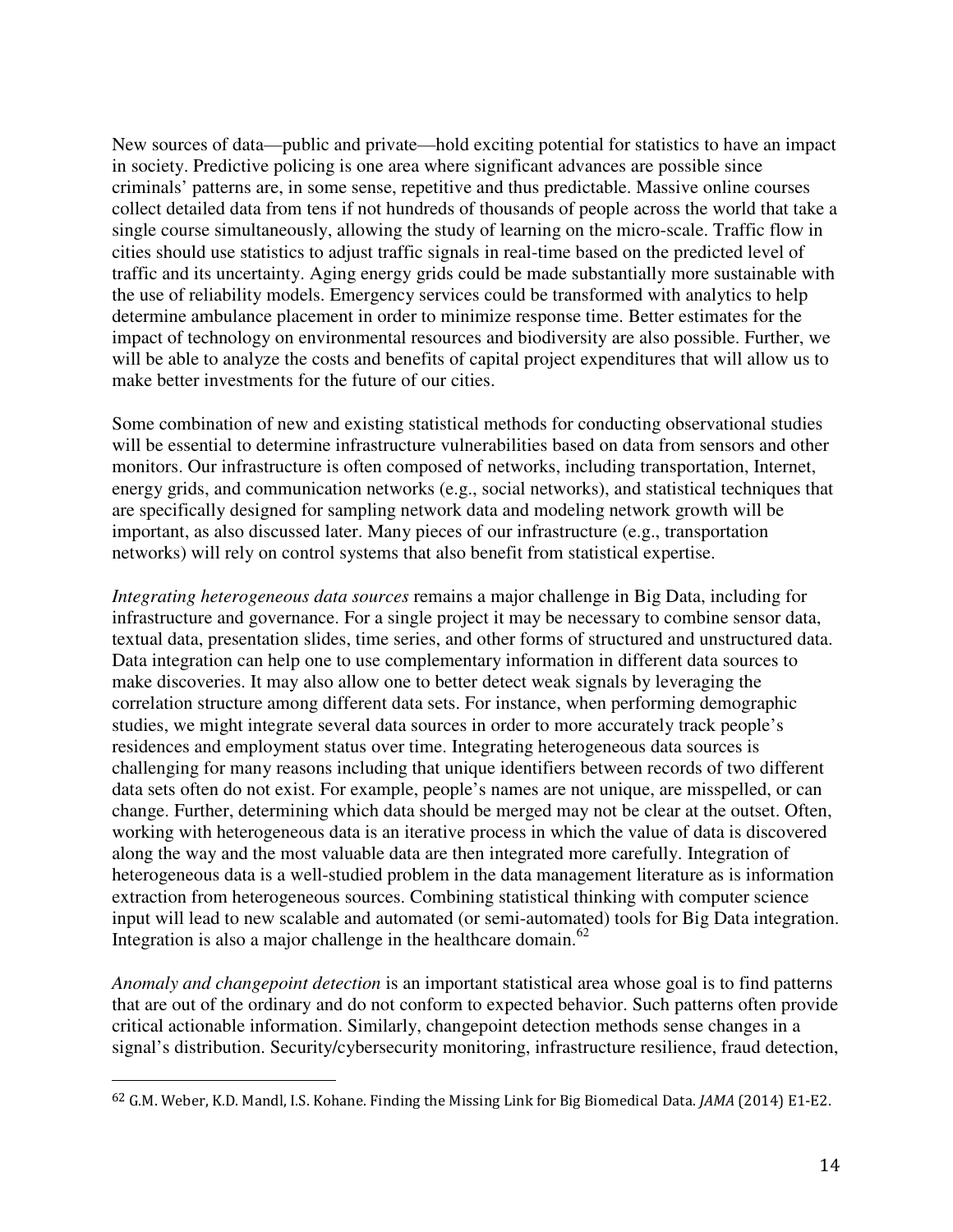New sources of data—public and private—hold exciting potential for statistics to have an impact in society. Predictive policing is one area where significant advances are possible since criminals' patterns are, in some sense, repetitive and thus predictable. Massive online courses collect detailed data from tens if not hundreds of thousands of people across the world that take a single course simultaneously, allowing the study of learning on the micro-scale. Traffic flow in cities should use statistics to adjust traffic signals in real-time based on the predicted level of traffic and its uncertainty. Aging energy grids could be made substantially more sustainable with the use of reliability models. Emergency services could be transformed with analytics to help determine ambulance placement in order to minimize response time. Better estimates for the impact of technology on environmental resources and biodiversity are also possible. Further, we will be able to analyze the costs and benefits of capital project expenditures that will allow us to make better investments for the future of our cities.

Some combination of new and existing statistical methods for conducting observational studies will be essential to determine infrastructure vulnerabilities based on data from sensors and other monitors. Our infrastructure is often composed of networks, including transportation, Internet, energy grids, and communication networks (e.g., social networks), and statistical techniques that are specifically designed for sampling network data and modeling network growth will be important, as also discussed later. Many pieces of our infrastructure (e.g., transportation networks) will rely on control systems that also benefit from statistical expertise.

*Integrating heterogeneous data sources* remains a major challenge in Big Data, including for infrastructure and governance. For a single project it may be necessary to combine sensor data, textual data, presentation slides, time series, and other forms of structured and unstructured data. Data integration can help one to use complementary information in different data sources to make discoveries. It may also allow one to better detect weak signals by leveraging the correlation structure among different data sets. For instance, when performing demographic studies, we might integrate several data sources in order to more accurately track people's residences and employment status over time. Integrating heterogeneous data sources is challenging for many reasons including that unique identifiers between records of two different data sets often do not exist. For example, people's names are not unique, are misspelled, or can change. Further, determining which data should be merged may not be clear at the outset. Often, working with heterogeneous data is an iterative process in which the value of data is discovered along the way and the most valuable data are then integrated more carefully. Integration of heterogeneous data is a well-studied problem in the data management literature as is information extraction from heterogeneous sources. Combining statistical thinking with computer science input will lead to new scalable and automated (or semi-automated) tools for Big Data integration. Integration is also a major challenge in the healthcare domain.[62]

*Anomaly and changepoint detection* is an important statistical area whose goal is to find patterns that are out of the ordinary and do not conform to expected behavior. Such patterns often provide critical actionable information. Similarly, changepoint detection methods sense changes in a signal's distribution. Security/cybersecurity monitoring, infrastructure resilience, fraud detection,

---

[62] G.M. Weber, K.D. Mandl, I.S. Kohane. Finding the Missing Link for Big Biomedical Data. *JAMA* (2014) E1-E2.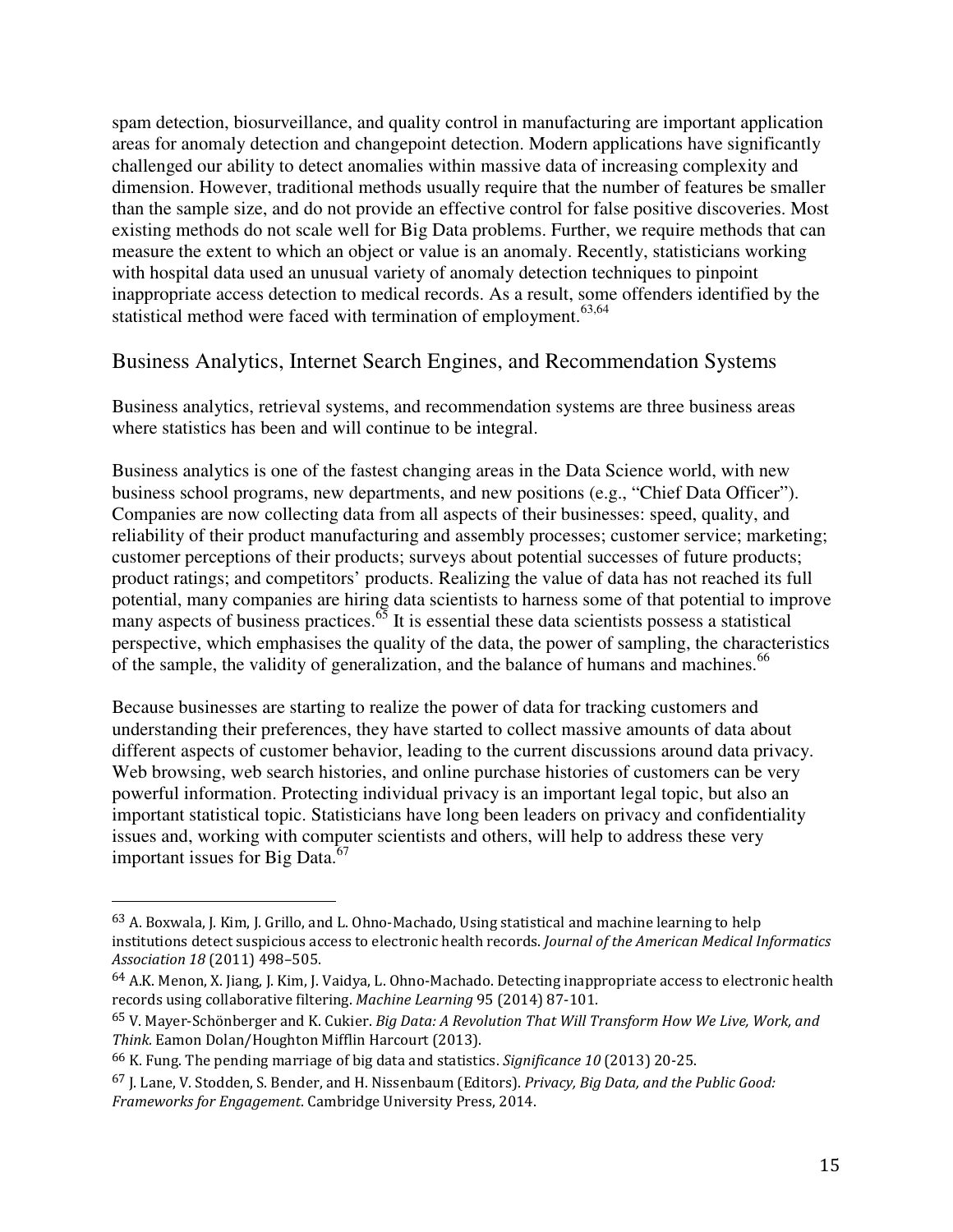spam detection, biosurveillance, and quality control in manufacturing are important application areas for anomaly detection and changepoint detection. Modern applications have significantly challenged our ability to detect anomalies within massive data of increasing complexity and dimension. However, traditional methods usually require that the number of features be smaller than the sample size, and do not provide an effective control for false positive discoveries. Most existing methods do not scale well for Big Data problems. Further, we require methods that can measure the extent to which an object or value is an anomaly. Recently, statisticians working with hospital data used an unusual variety of anomaly detection techniques to pinpoint inappropriate access detection to medical records. As a result, some offenders identified by the statistical method were faced with termination of employment.[63,64]

## Business Analytics, Internet Search Engines, and Recommendation Systems

Business analytics, retrieval systems, and recommendation systems are three business areas where statistics has been and will continue to be integral.

Business analytics is one of the fastest changing areas in the Data Science world, with new business school programs, new departments, and new positions (e.g., "Chief Data Officer"). Companies are now collecting data from all aspects of their businesses: speed, quality, and reliability of their product manufacturing and assembly processes; customer service; marketing; customer perceptions of their products; surveys about potential successes of future products; product ratings; and competitors' products. Realizing the value of data has not reached its full potential, many companies are hiring data scientists to harness some of that potential to improve many aspects of business practices.[65] It is essential these data scientists possess a statistical perspective, which emphasises the quality of the data, the power of sampling, the characteristics of the sample, the validity of generalization, and the balance of humans and machines.[66]

Because businesses are starting to realize the power of data for tracking customers and understanding their preferences, they have started to collect massive amounts of data about different aspects of customer behavior, leading to the current discussions around data privacy. Web browsing, web search histories, and online purchase histories of customers can be very powerful information. Protecting individual privacy is an important legal topic, but also an important statistical topic. Statisticians have long been leaders on privacy and confidentiality issues and, working with computer scientists and others, will help to address these very important issues for Big Data.[67]

---

[63] A. Boxwala, J. Kim, J. Grillo, and L. Ohno-Machado, Using statistical and machine learning to help institutions detect suspicious access to electronic health records. *Journal of the American Medical Informatics Association 18* (2011) 498–505.

[64] A.K. Menon, X. Jiang, J. Kim, J. Vaidya, L. Ohno-Machado. Detecting inappropriate access to electronic health records using collaborative filtering. *Machine Learning* 95 (2014) 87-101.

[65] V. Mayer-Schönberger and K. Cukier. *Big Data: A Revolution That Will Transform How We Live, Work, and Think.* Eamon Dolan/Houghton Mifflin Harcourt (2013).

[66] K. Fung. The pending marriage of big data and statistics. *Significance 10* (2013) 20-25.

[67] J. Lane, V. Stodden, S. Bender, and H. Nissenbaum (Editors). *Privacy, Big Data, and the Public Good: Frameworks for Engagement*. Cambridge University Press, 2014.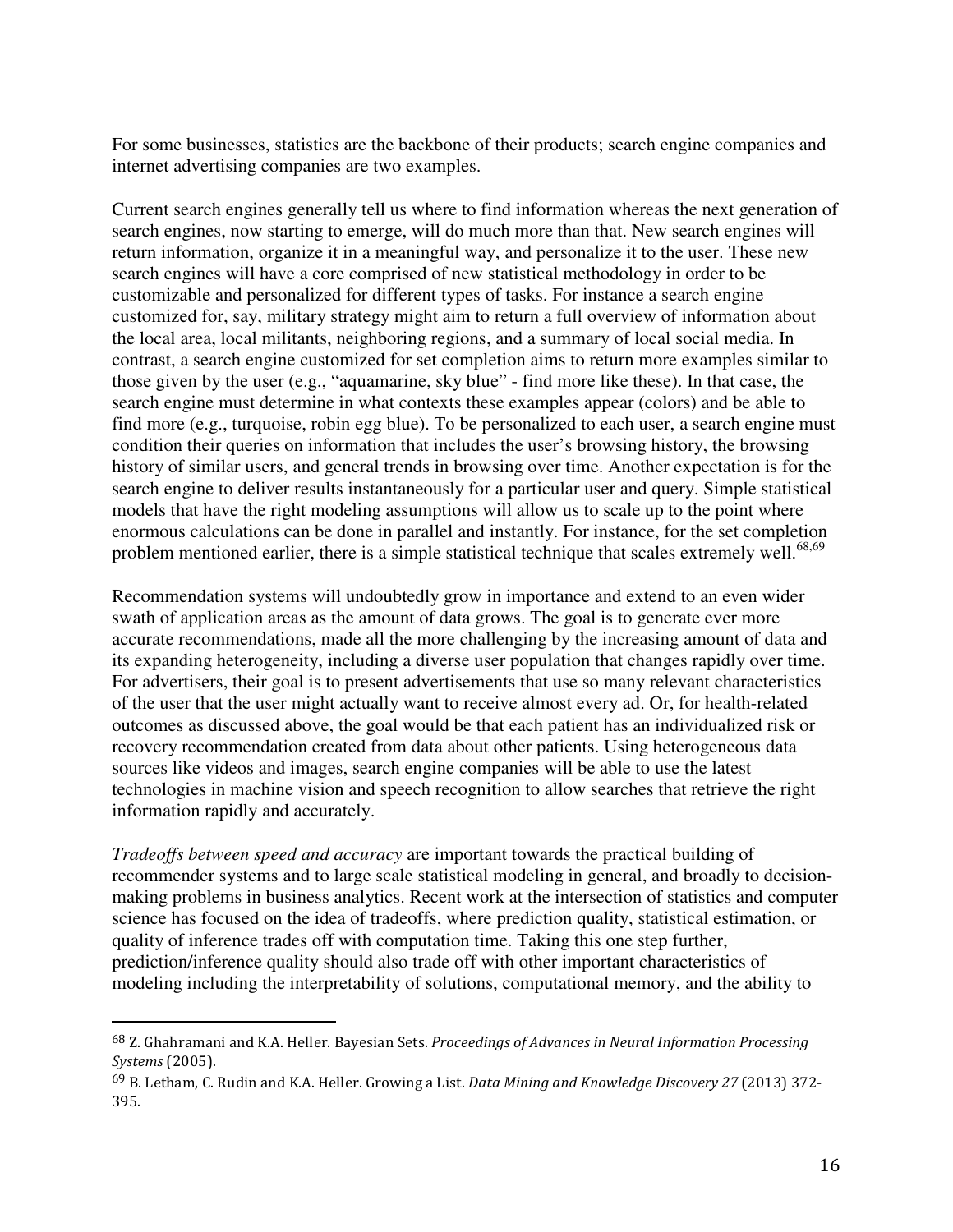For some businesses, statistics are the backbone of their products; search engine companies and internet advertising companies are two examples.

Current search engines generally tell us where to find information whereas the next generation of search engines, now starting to emerge, will do much more than that. New search engines will return information, organize it in a meaningful way, and personalize it to the user. These new search engines will have a core comprised of new statistical methodology in order to be customizable and personalized for different types of tasks. For instance a search engine customized for, say, military strategy might aim to return a full overview of information about the local area, local militants, neighboring regions, and a summary of local social media. In contrast, a search engine customized for set completion aims to return more examples similar to those given by the user (e.g., "aquamarine, sky blue" - find more like these). In that case, the search engine must determine in what contexts these examples appear (colors) and be able to find more (e.g., turquoise, robin egg blue). To be personalized to each user, a search engine must condition their queries on information that includes the user's browsing history, the browsing history of similar users, and general trends in browsing over time. Another expectation is for the search engine to deliver results instantaneously for a particular user and query. Simple statistical models that have the right modeling assumptions will allow us to scale up to the point where enormous calculations can be done in parallel and instantly. For instance, for the set completion problem mentioned earlier, there is a simple statistical technique that scales extremely well.[68,69]

Recommendation systems will undoubtedly grow in importance and extend to an even wider swath of application areas as the amount of data grows. The goal is to generate ever more accurate recommendations, made all the more challenging by the increasing amount of data and its expanding heterogeneity, including a diverse user population that changes rapidly over time. For advertisers, their goal is to present advertisements that use so many relevant characteristics of the user that the user might actually want to receive almost every ad. Or, for health-related outcomes as discussed above, the goal would be that each patient has an individualized risk or recovery recommendation created from data about other patients. Using heterogeneous data sources like videos and images, search engine companies will be able to use the latest technologies in machine vision and speech recognition to allow searches that retrieve the right information rapidly and accurately.

*Tradeoffs between speed and accuracy* are important towards the practical building of recommender systems and to large scale statistical modeling in general, and broadly to decision-making problems in business analytics. Recent work at the intersection of statistics and computer science has focused on the idea of tradeoffs, where prediction quality, statistical estimation, or quality of inference trades off with computation time. Taking this one step further, prediction/inference quality should also trade off with other important characteristics of modeling including the interpretability of solutions, computational memory, and the ability to

---

[68] Z. Ghahramani and K.A. Heller. Bayesian Sets. *Proceedings of Advances in Neural Information Processing Systems* (2005).

[69] B. Letham, C. Rudin and K.A. Heller. Growing a List. *Data Mining and Knowledge Discovery 27* (2013) 372-395.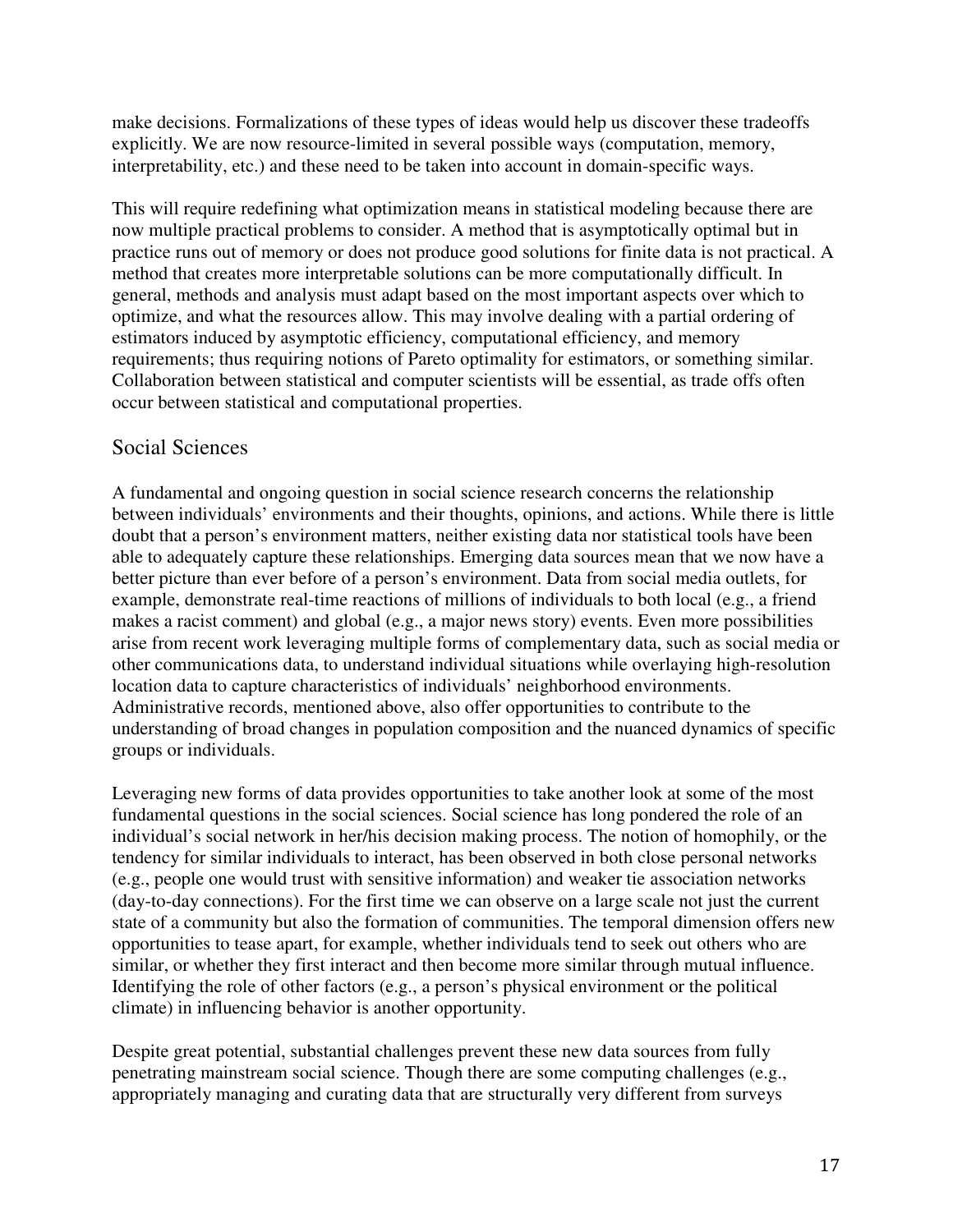make decisions. Formalizations of these types of ideas would help us discover these tradeoffs explicitly. We are now resource-limited in several possible ways (computation, memory, interpretability, etc.) and these need to be taken into account in domain-specific ways.

This will require redefining what optimization means in statistical modeling because there are now multiple practical problems to consider. A method that is asymptotically optimal but in practice runs out of memory or does not produce good solutions for finite data is not practical. A method that creates more interpretable solutions can be more computationally difficult. In general, methods and analysis must adapt based on the most important aspects over which to optimize, and what the resources allow. This may involve dealing with a partial ordering of estimators induced by asymptotic efficiency, computational efficiency, and memory requirements; thus requiring notions of Pareto optimality for estimators, or something similar. Collaboration between statistical and computer scientists will be essential, as trade offs often occur between statistical and computational properties.

## Social Sciences

A fundamental and ongoing question in social science research concerns the relationship between individuals' environments and their thoughts, opinions, and actions. While there is little doubt that a person's environment matters, neither existing data nor statistical tools have been able to adequately capture these relationships. Emerging data sources mean that we now have a better picture than ever before of a person's environment. Data from social media outlets, for example, demonstrate real-time reactions of millions of individuals to both local (e.g., a friend makes a racist comment) and global (e.g., a major news story) events. Even more possibilities arise from recent work leveraging multiple forms of complementary data, such as social media or other communications data, to understand individual situations while overlaying high-resolution location data to capture characteristics of individuals' neighborhood environments. Administrative records, mentioned above, also offer opportunities to contribute to the understanding of broad changes in population composition and the nuanced dynamics of specific groups or individuals.

Leveraging new forms of data provides opportunities to take another look at some of the most fundamental questions in the social sciences. Social science has long pondered the role of an individual's social network in her/his decision making process. The notion of homophily, or the tendency for similar individuals to interact, has been observed in both close personal networks (e.g., people one would trust with sensitive information) and weaker tie association networks (day-to-day connections). For the first time we can observe on a large scale not just the current state of a community but also the formation of communities. The temporal dimension offers new opportunities to tease apart, for example, whether individuals tend to seek out others who are similar, or whether they first interact and then become more similar through mutual influence. Identifying the role of other factors (e.g., a person's physical environment or the political climate) in influencing behavior is another opportunity.

Despite great potential, substantial challenges prevent these new data sources from fully penetrating mainstream social science. Though there are some computing challenges (e.g., appropriately managing and curating data that are structurally very different from surveys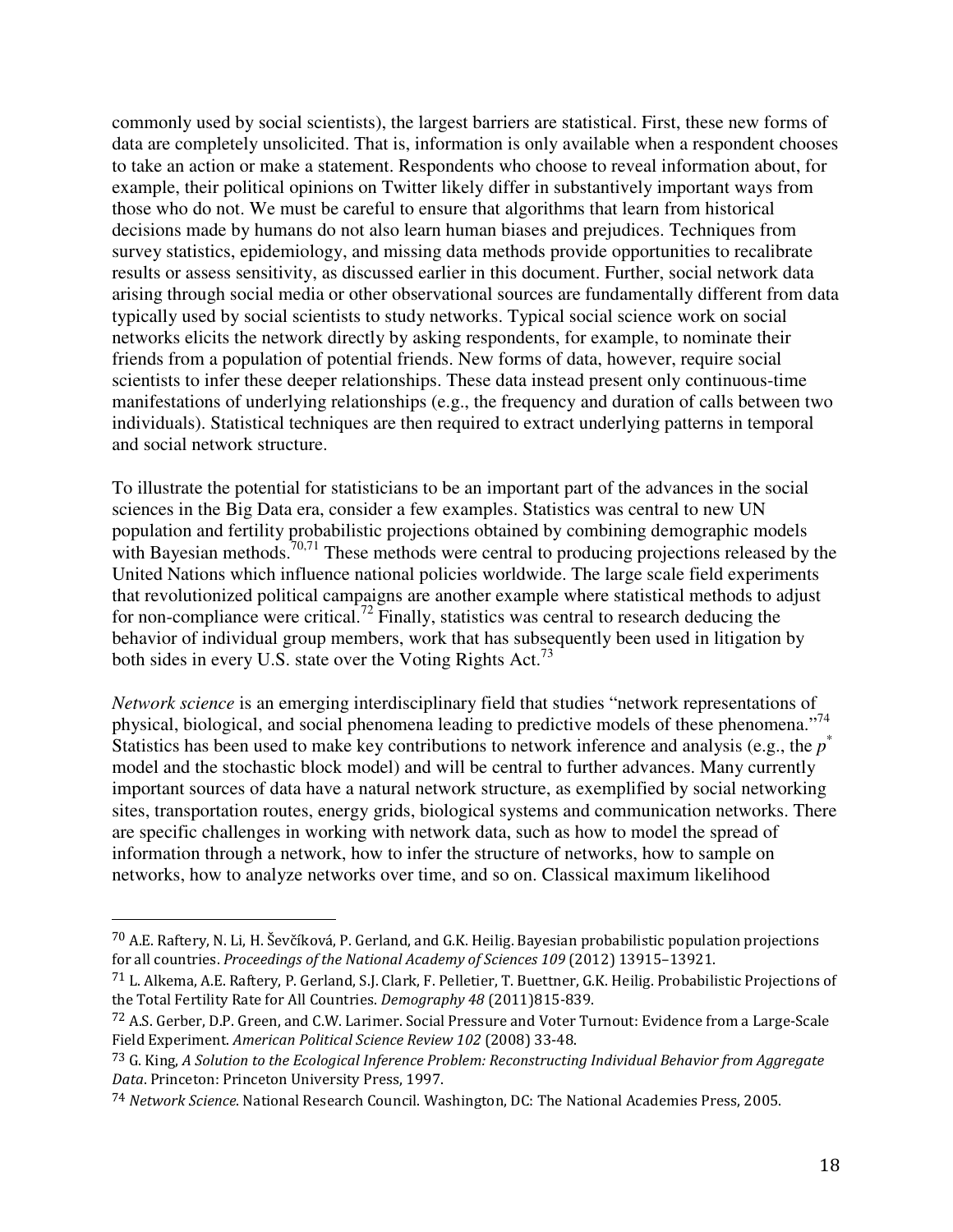commonly used by social scientists), the largest barriers are statistical. First, these new forms of data are completely unsolicited. That is, information is only available when a respondent chooses to take an action or make a statement. Respondents who choose to reveal information about, for example, their political opinions on Twitter likely differ in substantively important ways from those who do not. We must be careful to ensure that algorithms that learn from historical decisions made by humans do not also learn human biases and prejudices. Techniques from survey statistics, epidemiology, and missing data methods provide opportunities to recalibrate results or assess sensitivity, as discussed earlier in this document. Further, social network data arising through social media or other observational sources are fundamentally different from data typically used by social scientists to study networks. Typical social science work on social networks elicits the network directly by asking respondents, for example, to nominate their friends from a population of potential friends. New forms of data, however, require social scientists to infer these deeper relationships. These data instead present only continuous-time manifestations of underlying relationships (e.g., the frequency and duration of calls between two individuals). Statistical techniques are then required to extract underlying patterns in temporal and social network structure.

To illustrate the potential for statisticians to be an important part of the advances in the social sciences in the Big Data era, consider a few examples. Statistics was central to new UN population and fertility probabilistic projections obtained by combining demographic models with Bayesian methods.[70,71] These methods were central to producing projections released by the United Nations which influence national policies worldwide. The large scale field experiments that revolutionized political campaigns are another example where statistical methods to adjust for non-compliance were critical.[72] Finally, statistics was central to research deducing the behavior of individual group members, work that has subsequently been used in litigation by both sides in every U.S. state over the Voting Rights Act.[73]

*Network science* is an emerging interdisciplinary field that studies "network representations of physical, biological, and social phenomena leading to predictive models of these phenomena."[74] Statistics has been used to make key contributions to network inference and analysis (e.g., the $p^*$ model and the stochastic block model) and will be central to further advances. Many currently important sources of data have a natural network structure, as exemplified by social networking sites, transportation routes, energy grids, biological systems and communication networks. There are specific challenges in working with network data, such as how to model the spread of information through a network, how to infer the structure of networks, how to sample on networks, how to analyze networks over time, and so on. Classical maximum likelihood

---

[70] A.E. Raftery, N. Li, H. Ševčíková, P. Gerland, and G.K. Heilig. Bayesian probabilistic population projections for all countries. *Proceedings of the National Academy of Sciences 109* (2012) 13915–13921.

[71] L. Alkema, A.E. Raftery, P. Gerland, S.J. Clark, F. Pelletier, T. Buettner, G.K. Heilig. Probabilistic Projections of the Total Fertility Rate for All Countries. *Demography 48* (2011)815-839.

[72] A.S. Gerber, D.P. Green, and C.W. Larimer. Social Pressure and Voter Turnout: Evidence from a Large-Scale Field Experiment. *American Political Science Review 102* (2008) 33-48.

[73] G. King, *A Solution to the Ecological Inference Problem: Reconstructing Individual Behavior from Aggregate Data*. Princeton: Princeton University Press, 1997.

[74] *Network Science*. National Research Council. Washington, DC: The National Academies Press, 2005.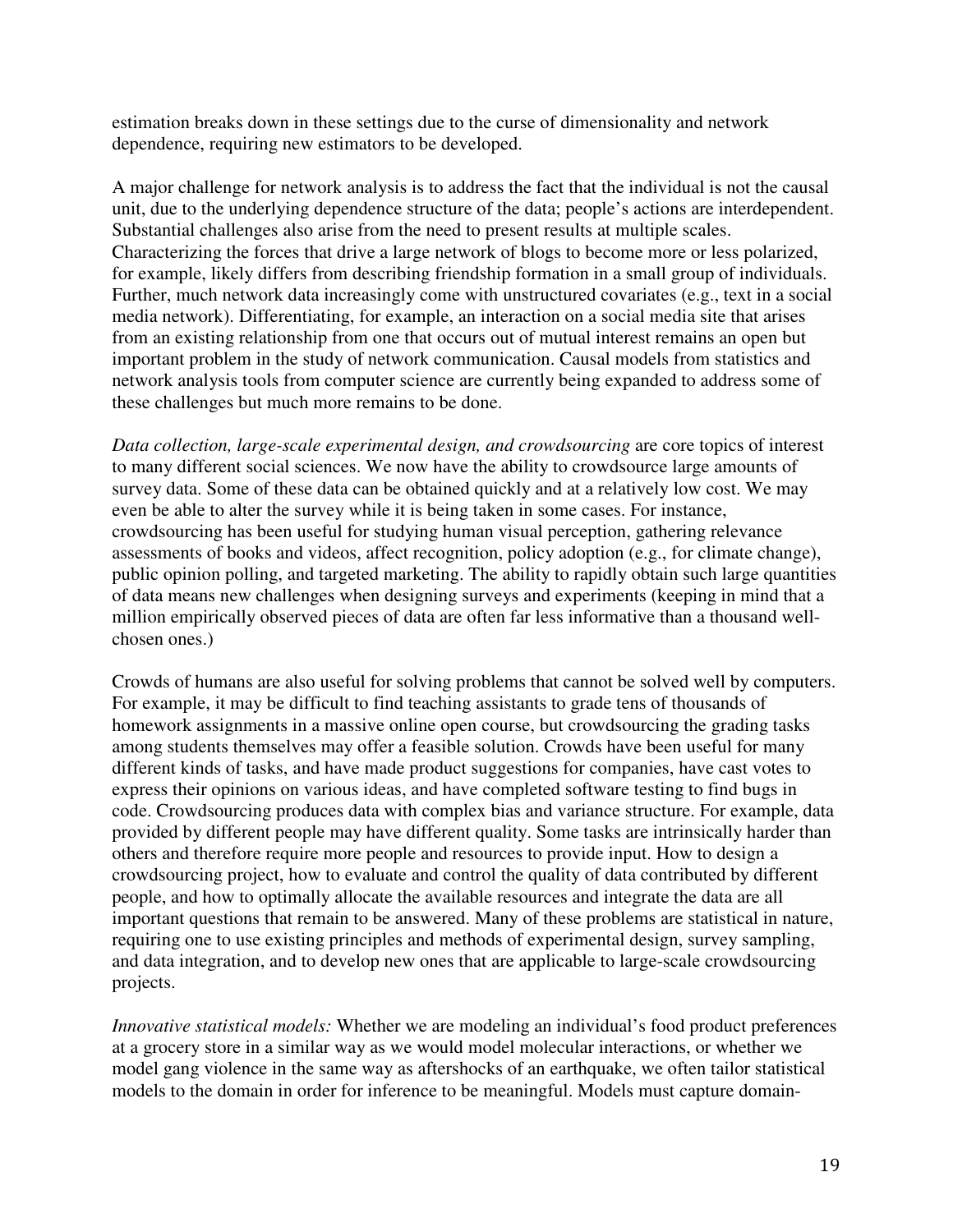estimation breaks down in these settings due to the curse of dimensionality and network dependence, requiring new estimators to be developed.

A major challenge for network analysis is to address the fact that the individual is not the causal unit, due to the underlying dependence structure of the data; people's actions are interdependent. Substantial challenges also arise from the need to present results at multiple scales. Characterizing the forces that drive a large network of blogs to become more or less polarized, for example, likely differs from describing friendship formation in a small group of individuals. Further, much network data increasingly come with unstructured covariates (e.g., text in a social media network). Differentiating, for example, an interaction on a social media site that arises from an existing relationship from one that occurs out of mutual interest remains an open but important problem in the study of network communication. Causal models from statistics and network analysis tools from computer science are currently being expanded to address some of these challenges but much more remains to be done.

*Data collection, large-scale experimental design, and crowdsourcing* are core topics of interest to many different social sciences. We now have the ability to crowdsource large amounts of survey data. Some of these data can be obtained quickly and at a relatively low cost. We may even be able to alter the survey while it is being taken in some cases. For instance, crowdsourcing has been useful for studying human visual perception, gathering relevance assessments of books and videos, affect recognition, policy adoption (e.g., for climate change), public opinion polling, and targeted marketing. The ability to rapidly obtain such large quantities of data means new challenges when designing surveys and experiments (keeping in mind that a million empirically observed pieces of data are often far less informative than a thousand well-chosen ones.)

Crowds of humans are also useful for solving problems that cannot be solved well by computers. For example, it may be difficult to find teaching assistants to grade tens of thousands of homework assignments in a massive online open course, but crowdsourcing the grading tasks among students themselves may offer a feasible solution. Crowds have been useful for many different kinds of tasks, and have made product suggestions for companies, have cast votes to express their opinions on various ideas, and have completed software testing to find bugs in code. Crowdsourcing produces data with complex bias and variance structure. For example, data provided by different people may have different quality. Some tasks are intrinsically harder than others and therefore require more people and resources to provide input. How to design a crowdsourcing project, how to evaluate and control the quality of data contributed by different people, and how to optimally allocate the available resources and integrate the data are all important questions that remain to be answered. Many of these problems are statistical in nature, requiring one to use existing principles and methods of experimental design, survey sampling, and data integration, and to develop new ones that are applicable to large-scale crowdsourcing projects.

*Innovative statistical models:* Whether we are modeling an individual's food product preferences at a grocery store in a similar way as we would model molecular interactions, or whether we model gang violence in the same way as aftershocks of an earthquake, we often tailor statistical models to the domain in order for inference to be meaningful. Models must capture domain-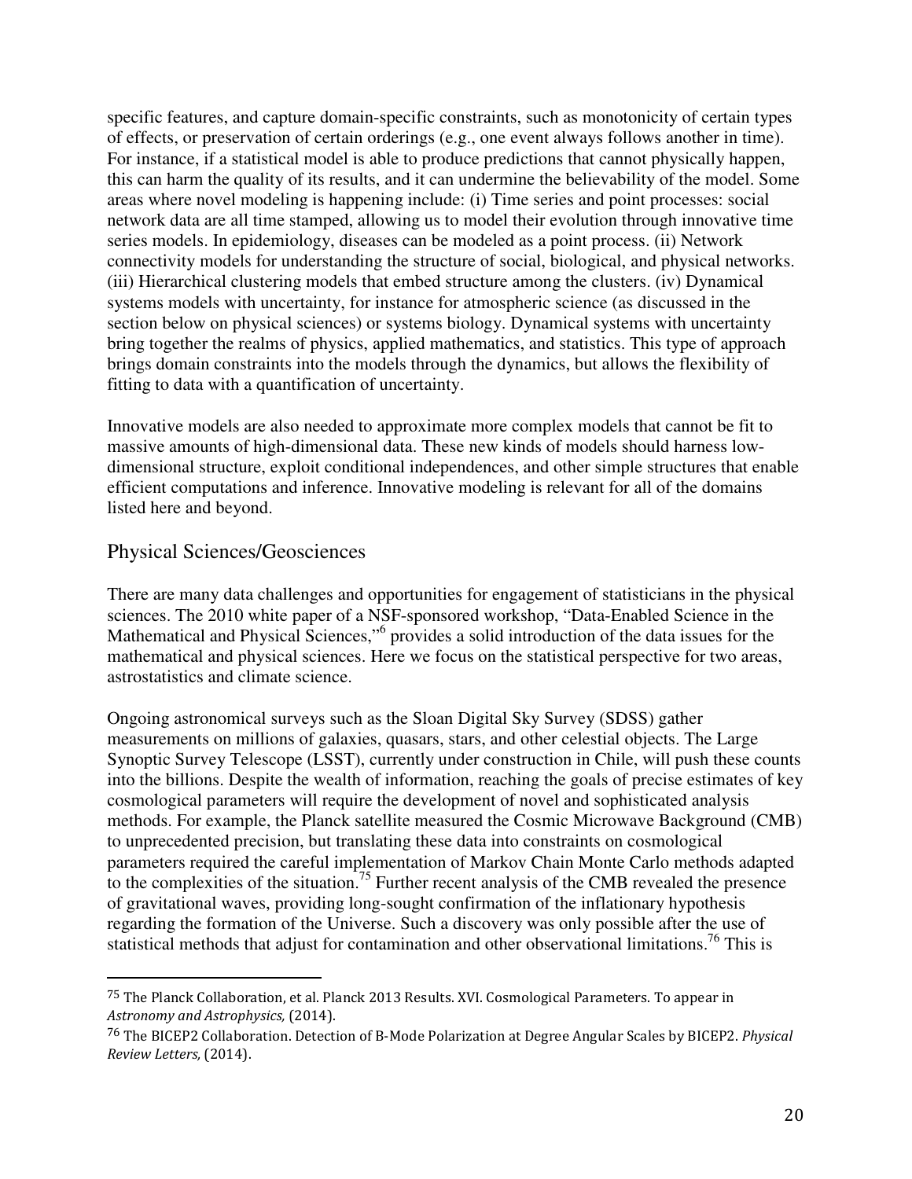specific features, and capture domain-specific constraints, such as monotonicity of certain types of effects, or preservation of certain orderings (e.g., one event always follows another in time). For instance, if a statistical model is able to produce predictions that cannot physically happen, this can harm the quality of its results, and it can undermine the believability of the model. Some areas where novel modeling is happening include: (i) Time series and point processes: social network data are all time stamped, allowing us to model their evolution through innovative time series models. In epidemiology, diseases can be modeled as a point process. (ii) Network connectivity models for understanding the structure of social, biological, and physical networks. (iii) Hierarchical clustering models that embed structure among the clusters. (iv) Dynamical systems models with uncertainty, for instance for atmospheric science (as discussed in the section below on physical sciences) or systems biology. Dynamical systems with uncertainty bring together the realms of physics, applied mathematics, and statistics. This type of approach brings domain constraints into the models through the dynamics, but allows the flexibility of fitting to data with a quantification of uncertainty.

Innovative models are also needed to approximate more complex models that cannot be fit to massive amounts of high-dimensional data. These new kinds of models should harness low-dimensional structure, exploit conditional independences, and other simple structures that enable efficient computations and inference. Innovative modeling is relevant for all of the domains listed here and beyond.

## Physical Sciences/Geosciences

There are many data challenges and opportunities for engagement of statisticians in the physical sciences. The 2010 white paper of a NSF-sponsored workshop, "Data-Enabled Science in the Mathematical and Physical Sciences,"[6] provides a solid introduction of the data issues for the mathematical and physical sciences. Here we focus on the statistical perspective for two areas, astrostatistics and climate science.

Ongoing astronomical surveys such as the Sloan Digital Sky Survey (SDSS) gather measurements on millions of galaxies, quasars, stars, and other celestial objects. The Large Synoptic Survey Telescope (LSST), currently under construction in Chile, will push these counts into the billions. Despite the wealth of information, reaching the goals of precise estimates of key cosmological parameters will require the development of novel and sophisticated analysis methods. For example, the Planck satellite measured the Cosmic Microwave Background (CMB) to unprecedented precision, but translating these data into constraints on cosmological parameters required the careful implementation of Markov Chain Monte Carlo methods adapted to the complexities of the situation.[75] Further recent analysis of the CMB revealed the presence of gravitational waves, providing long-sought confirmation of the inflationary hypothesis regarding the formation of the Universe. Such a discovery was only possible after the use of statistical methods that adjust for contamination and other observational limitations.[76] This is

---

[75] The Planck Collaboration, et al. Planck 2013 Results. XVI. Cosmological Parameters. To appear in *Astronomy and Astrophysics,* (2014).

[76] The BICEP2 Collaboration. Detection of B-Mode Polarization at Degree Angular Scales by BICEP2. *Physical Review Letters,* (2014).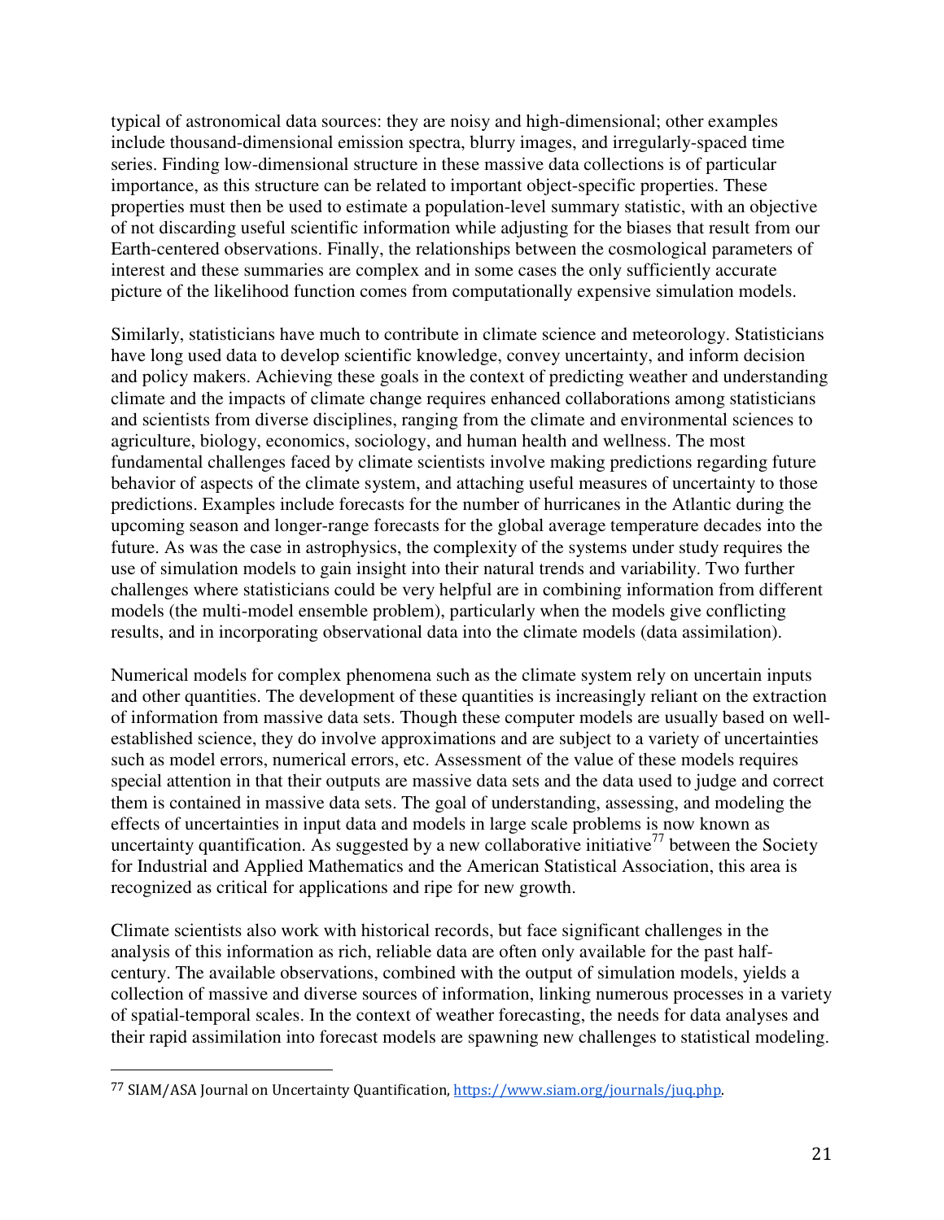typical of astronomical data sources: they are noisy and high-dimensional; other examples include thousand-dimensional emission spectra, blurry images, and irregularly-spaced time series. Finding low-dimensional structure in these massive data collections is of particular importance, as this structure can be related to important object-specific properties. These properties must then be used to estimate a population-level summary statistic, with an objective of not discarding useful scientific information while adjusting for the biases that result from our Earth-centered observations. Finally, the relationships between the cosmological parameters of interest and these summaries are complex and in some cases the only sufficiently accurate picture of the likelihood function comes from computationally expensive simulation models.

Similarly, statisticians have much to contribute in climate science and meteorology. Statisticians have long used data to develop scientific knowledge, convey uncertainty, and inform decision and policy makers. Achieving these goals in the context of predicting weather and understanding climate and the impacts of climate change requires enhanced collaborations among statisticians and scientists from diverse disciplines, ranging from the climate and environmental sciences to agriculture, biology, economics, sociology, and human health and wellness. The most fundamental challenges faced by climate scientists involve making predictions regarding future behavior of aspects of the climate system, and attaching useful measures of uncertainty to those predictions. Examples include forecasts for the number of hurricanes in the Atlantic during the upcoming season and longer-range forecasts for the global average temperature decades into the future. As was the case in astrophysics, the complexity of the systems under study requires the use of simulation models to gain insight into their natural trends and variability. Two further challenges where statisticians could be very helpful are in combining information from different models (the multi-model ensemble problem), particularly when the models give conflicting results, and in incorporating observational data into the climate models (data assimilation).

Numerical models for complex phenomena such as the climate system rely on uncertain inputs and other quantities. The development of these quantities is increasingly reliant on the extraction of information from massive data sets. Though these computer models are usually based on well-established science, they do involve approximations and are subject to a variety of uncertainties such as model errors, numerical errors, etc. Assessment of the value of these models requires special attention in that their outputs are massive data sets and the data used to judge and correct them is contained in massive data sets. The goal of understanding, assessing, and modeling the effects of uncertainties in input data and models in large scale problems is now known as uncertainty quantification. As suggested by a new collaborative initiative[77] between the Society for Industrial and Applied Mathematics and the American Statistical Association, this area is recognized as critical for applications and ripe for new growth.

Climate scientists also work with historical records, but face significant challenges in the analysis of this information as rich, reliable data are often only available for the past half-century. The available observations, combined with the output of simulation models, yields a collection of massive and diverse sources of information, linking numerous processes in a variety of spatial-temporal scales. In the context of weather forecasting, the needs for data analyses and their rapid assimilation into forecast models are spawning new challenges to statistical modeling.

---

[77] SIAM/ASA Journal on Uncertainty Quantification, https://www.siam.org/journals/juq.php.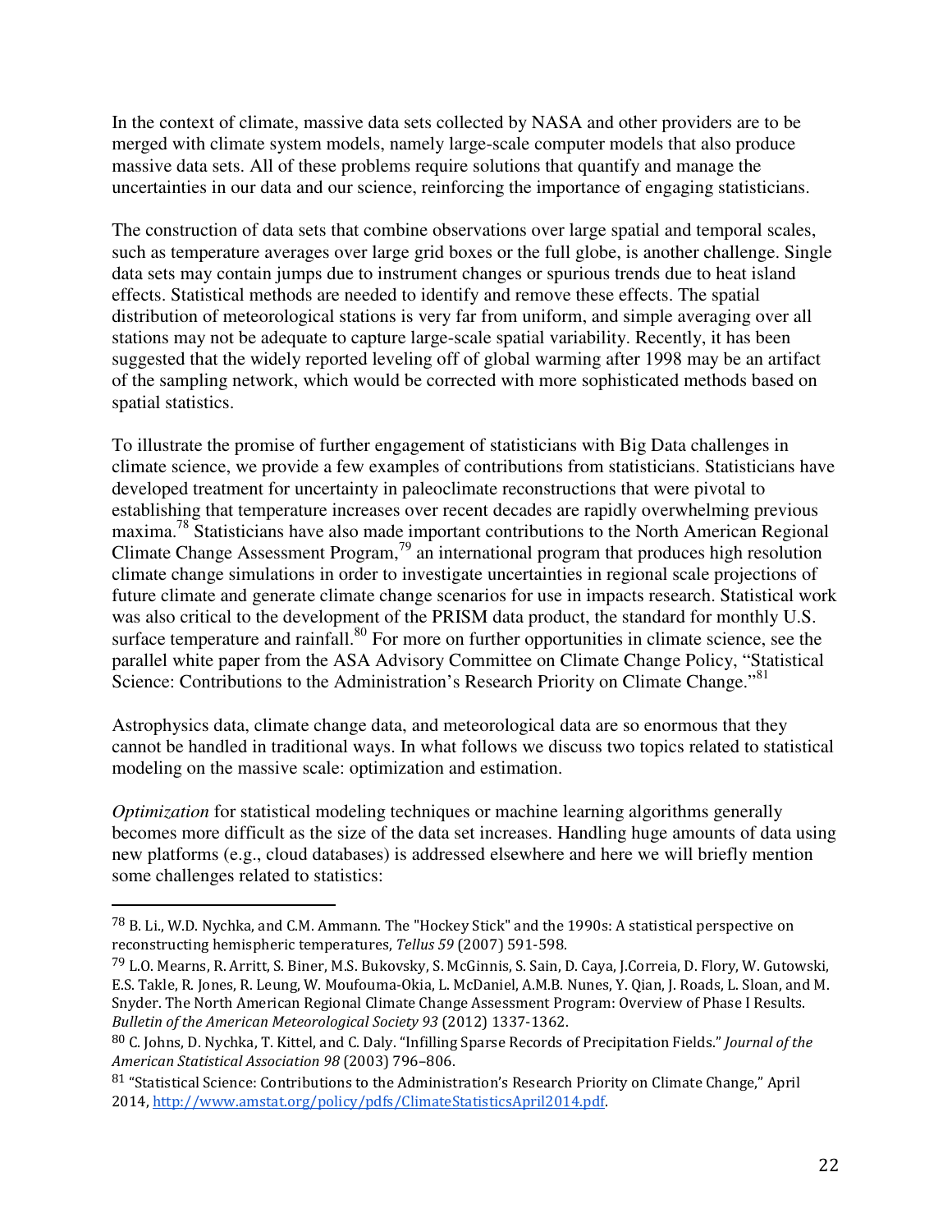In the context of climate, massive data sets collected by NASA and other providers are to be merged with climate system models, namely large-scale computer models that also produce massive data sets. All of these problems require solutions that quantify and manage the uncertainties in our data and our science, reinforcing the importance of engaging statisticians.

The construction of data sets that combine observations over large spatial and temporal scales, such as temperature averages over large grid boxes or the full globe, is another challenge. Single data sets may contain jumps due to instrument changes or spurious trends due to heat island effects. Statistical methods are needed to identify and remove these effects. The spatial distribution of meteorological stations is very far from uniform, and simple averaging over all stations may not be adequate to capture large-scale spatial variability. Recently, it has been suggested that the widely reported leveling off of global warming after 1998 may be an artifact of the sampling network, which would be corrected with more sophisticated methods based on spatial statistics.

To illustrate the promise of further engagement of statisticians with Big Data challenges in climate science, we provide a few examples of contributions from statisticians. Statisticians have developed treatment for uncertainty in paleoclimate reconstructions that were pivotal to establishing that temperature increases over recent decades are rapidly overwhelming previous maxima.[78] Statisticians have also made important contributions to the North American Regional Climate Change Assessment Program,[79] an international program that produces high resolution climate change simulations in order to investigate uncertainties in regional scale projections of future climate and generate climate change scenarios for use in impacts research. Statistical work was also critical to the development of the PRISM data product, the standard for monthly U.S. surface temperature and rainfall.[80] For more on further opportunities in climate science, see the parallel white paper from the ASA Advisory Committee on Climate Change Policy, "Statistical Science: Contributions to the Administration's Research Priority on Climate Change."[81]

Astrophysics data, climate change data, and meteorological data are so enormous that they cannot be handled in traditional ways. In what follows we discuss two topics related to statistical modeling on the massive scale: optimization and estimation.

*Optimization* for statistical modeling techniques or machine learning algorithms generally becomes more difficult as the size of the data set increases. Handling huge amounts of data using new platforms (e.g., cloud databases) is addressed elsewhere and here we will briefly mention some challenges related to statistics:

---

[78] B. Li., W.D. Nychka, and C.M. Ammann. The "Hockey Stick" and the 1990s: A statistical perspective on reconstructing hemispheric temperatures, *Tellus 59* (2007) 591-598.

[79] L.O. Mearns, R. Arritt, S. Biner, M.S. Bukovsky, S. McGinnis, S. Sain, D. Caya, J.Correia, D. Flory, W. Gutowski, E.S. Takle, R. Jones, R. Leung, W. Moufouma-Okia, L. McDaniel, A.M.B. Nunes, Y. Qian, J. Roads, L. Sloan, and M. Snyder. The North American Regional Climate Change Assessment Program: Overview of Phase I Results. *Bulletin of the American Meteorological Society 93* (2012) 1337-1362.

[80] C. Johns, D. Nychka, T. Kittel, and C. Daly. "Infilling Sparse Records of Precipitation Fields." *Journal of the American Statistical Association 98* (2003) 796–806.

[81] "Statistical Science: Contributions to the Administration's Research Priority on Climate Change," April 2014, http://www.amstat.org/policy/pdfs/ClimateStatisticsApril2014.pdf.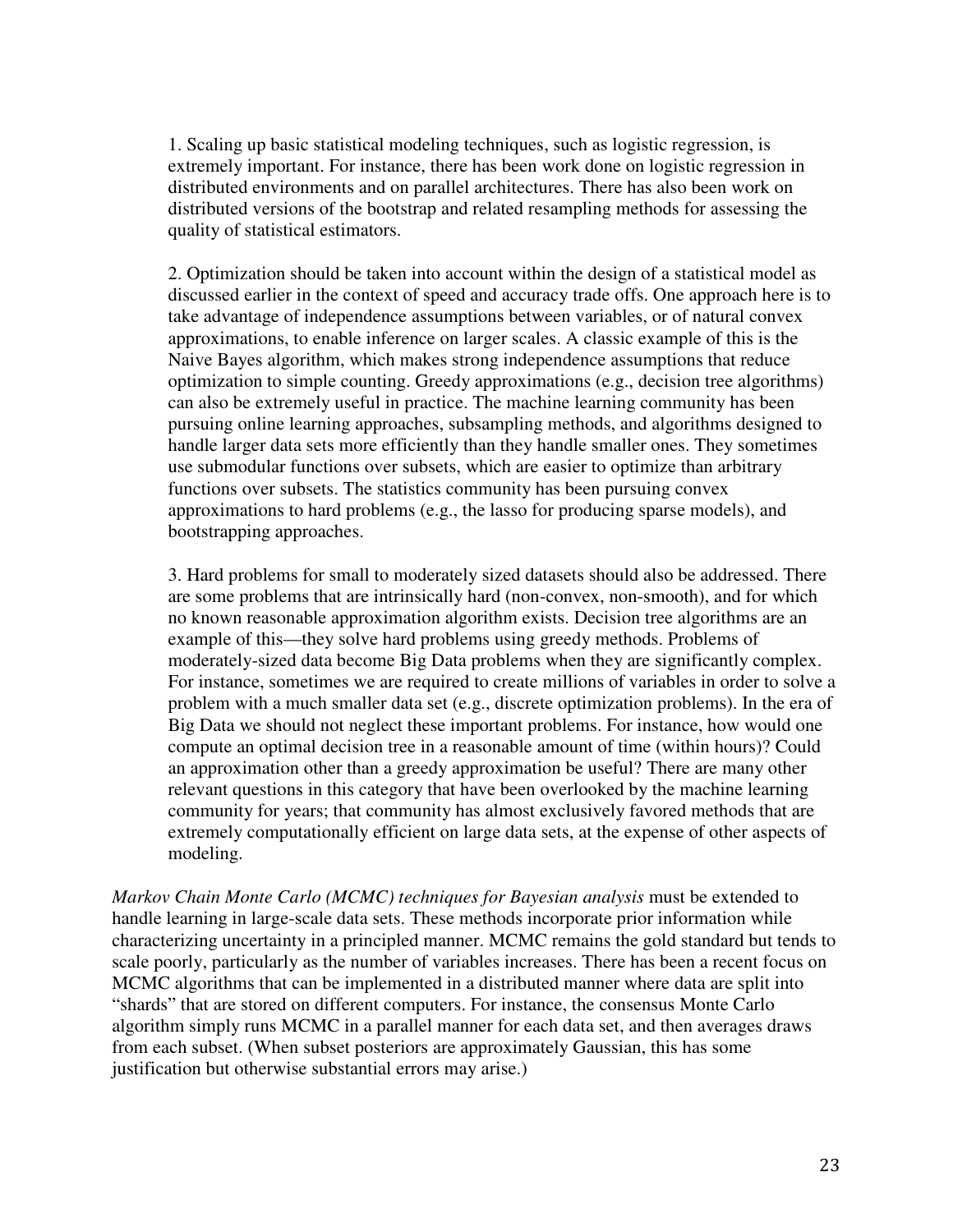1. Scaling up basic statistical modeling techniques, such as logistic regression, is extremely important. For instance, there has been work done on logistic regression in distributed environments and on parallel architectures. There has also been work on distributed versions of the bootstrap and related resampling methods for assessing the quality of statistical estimators.

2. Optimization should be taken into account within the design of a statistical model as discussed earlier in the context of speed and accuracy trade offs. One approach here is to take advantage of independence assumptions between variables, or of natural convex approximations, to enable inference on larger scales. A classic example of this is the Naive Bayes algorithm, which makes strong independence assumptions that reduce optimization to simple counting. Greedy approximations (e.g., decision tree algorithms) can also be extremely useful in practice. The machine learning community has been pursuing online learning approaches, subsampling methods, and algorithms designed to handle larger data sets more efficiently than they handle smaller ones. They sometimes use submodular functions over subsets, which are easier to optimize than arbitrary functions over subsets. The statistics community has been pursuing convex approximations to hard problems (e.g., the lasso for producing sparse models), and bootstrapping approaches.

3. Hard problems for small to moderately sized datasets should also be addressed. There are some problems that are intrinsically hard (non-convex, non-smooth), and for which no known reasonable approximation algorithm exists. Decision tree algorithms are an example of this—they solve hard problems using greedy methods. Problems of moderately-sized data become Big Data problems when they are significantly complex. For instance, sometimes we are required to create millions of variables in order to solve a problem with a much smaller data set (e.g., discrete optimization problems). In the era of Big Data we should not neglect these important problems. For instance, how would one compute an optimal decision tree in a reasonable amount of time (within hours)? Could an approximation other than a greedy approximation be useful? There are many other relevant questions in this category that have been overlooked by the machine learning community for years; that community has almost exclusively favored methods that are extremely computationally efficient on large data sets, at the expense of other aspects of modeling.

*Markov Chain Monte Carlo (MCMC) techniques for Bayesian analysis* must be extended to handle learning in large-scale data sets. These methods incorporate prior information while characterizing uncertainty in a principled manner. MCMC remains the gold standard but tends to scale poorly, particularly as the number of variables increases. There has been a recent focus on MCMC algorithms that can be implemented in a distributed manner where data are split into "shards" that are stored on different computers. For instance, the consensus Monte Carlo algorithm simply runs MCMC in a parallel manner for each data set, and then averages draws from each subset. (When subset posteriors are approximately Gaussian, this has some justification but otherwise substantial errors may arise.)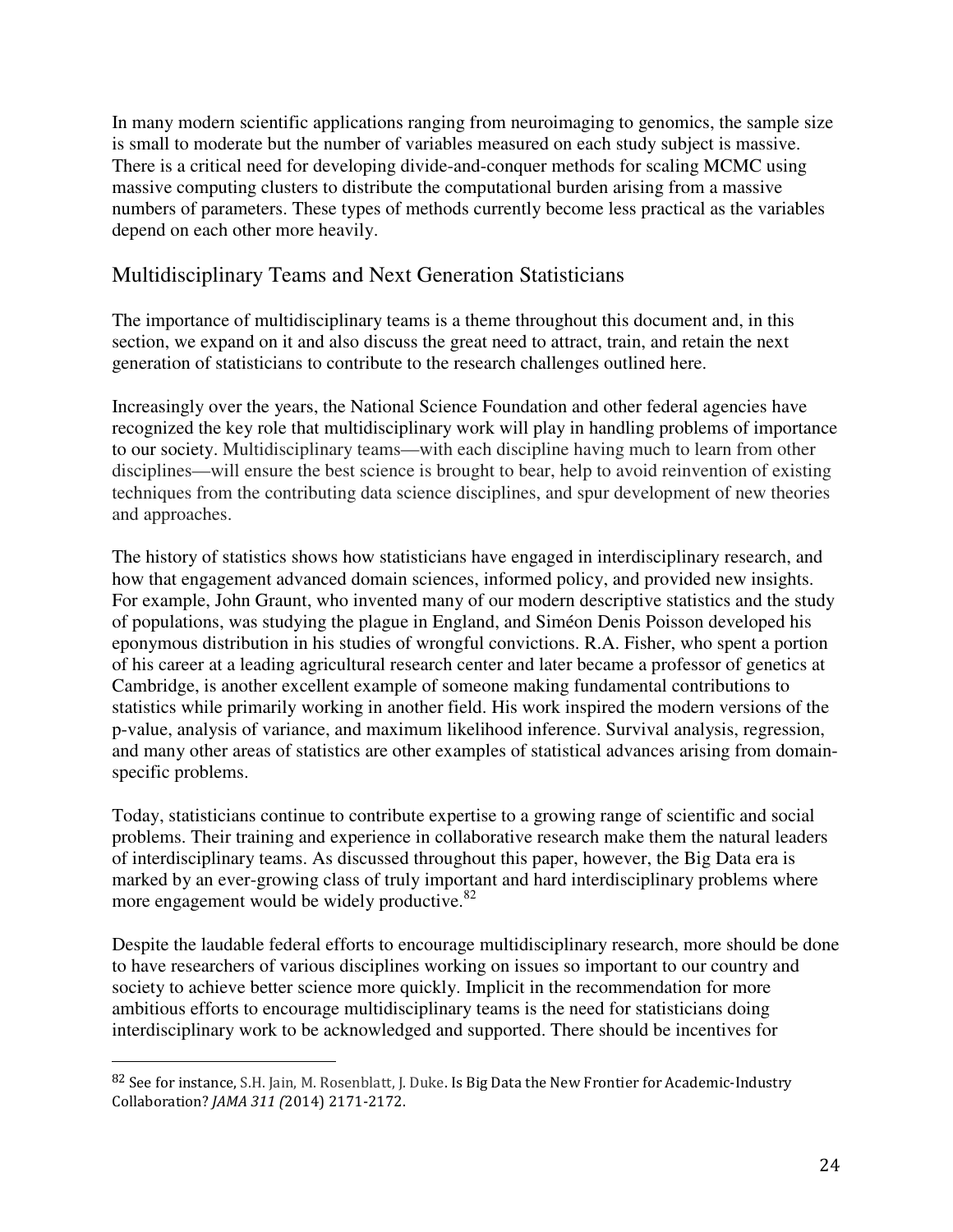In many modern scientific applications ranging from neuroimaging to genomics, the sample size is small to moderate but the number of variables measured on each study subject is massive. There is a critical need for developing divide-and-conquer methods for scaling MCMC using massive computing clusters to distribute the computational burden arising from a massive numbers of parameters. These types of methods currently become less practical as the variables depend on each other more heavily.

## Multidisciplinary Teams and Next Generation Statisticians

The importance of multidisciplinary teams is a theme throughout this document and, in this section, we expand on it and also discuss the great need to attract, train, and retain the next generation of statisticians to contribute to the research challenges outlined here.

Increasingly over the years, the National Science Foundation and other federal agencies have recognized the key role that multidisciplinary work will play in handling problems of importance to our society. Multidisciplinary teams—with each discipline having much to learn from other disciplines—will ensure the best science is brought to bear, help to avoid reinvention of existing techniques from the contributing data science disciplines, and spur development of new theories and approaches.

The history of statistics shows how statisticians have engaged in interdisciplinary research, and how that engagement advanced domain sciences, informed policy, and provided new insights. For example, John Graunt, who invented many of our modern descriptive statistics and the study of populations, was studying the plague in England, and Siméon Denis Poisson developed his eponymous distribution in his studies of wrongful convictions. R.A. Fisher, who spent a portion of his career at a leading agricultural research center and later became a professor of genetics at Cambridge, is another excellent example of someone making fundamental contributions to statistics while primarily working in another field. His work inspired the modern versions of the p-value, analysis of variance, and maximum likelihood inference. Survival analysis, regression, and many other areas of statistics are other examples of statistical advances arising from domain-specific problems.

Today, statisticians continue to contribute expertise to a growing range of scientific and social problems. Their training and experience in collaborative research make them the natural leaders of interdisciplinary teams. As discussed throughout this paper, however, the Big Data era is marked by an ever-growing class of truly important and hard interdisciplinary problems where more engagement would be widely productive.[82]

Despite the laudable federal efforts to encourage multidisciplinary research, more should be done to have researchers of various disciplines working on issues so important to our country and society to achieve better science more quickly. Implicit in the recommendation for more ambitious efforts to encourage multidisciplinary teams is the need for statisticians doing interdisciplinary work to be acknowledged and supported. There should be incentives for

---

[82] See for instance, S.H. Jain, M. Rosenblatt, J. Duke. Is Big Data the New Frontier for Academic-Industry Collaboration? *JAMA 311 (*2014) 2171-2172.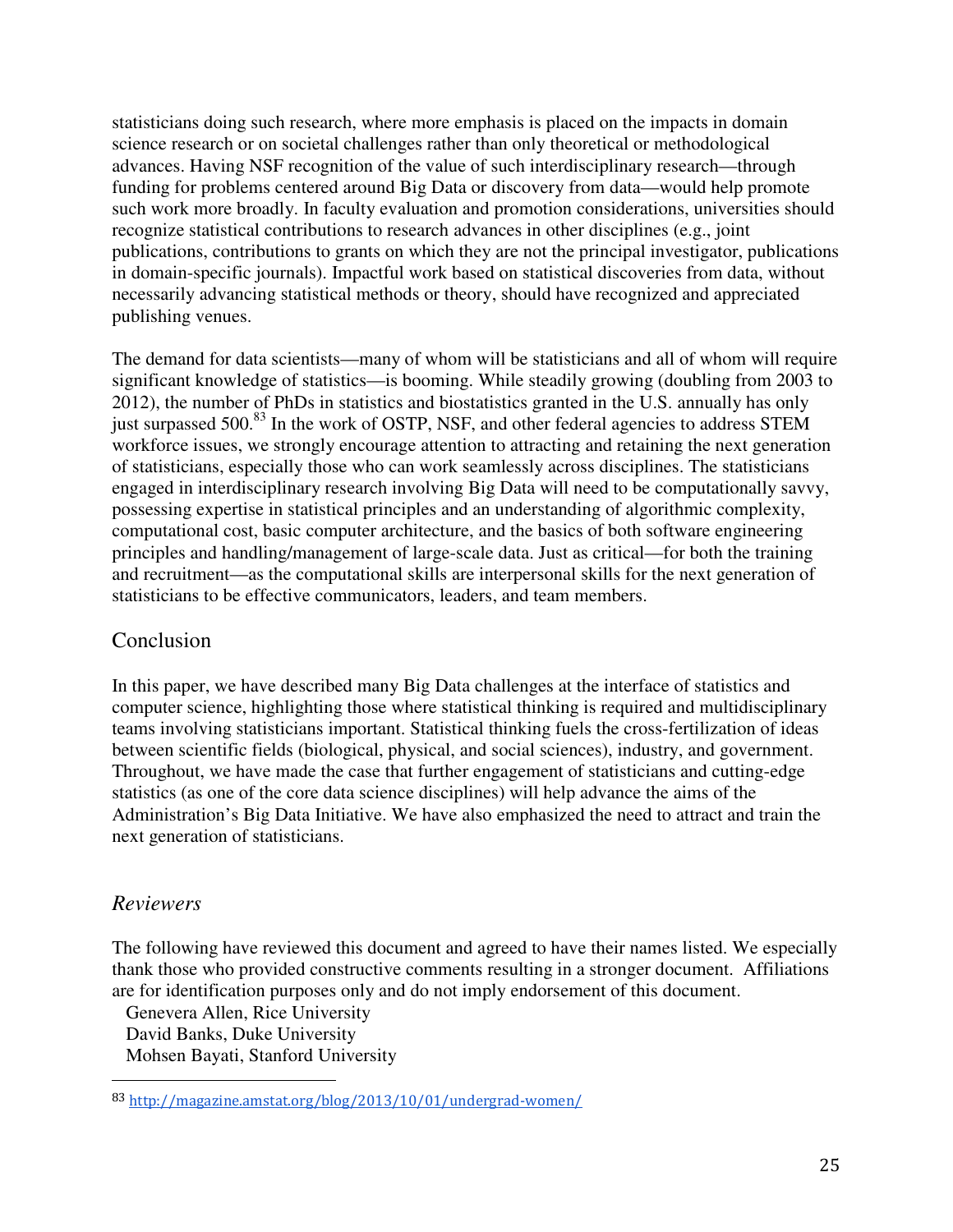statisticians doing such research, where more emphasis is placed on the impacts in domain science research or on societal challenges rather than only theoretical or methodological advances. Having NSF recognition of the value of such interdisciplinary research—through funding for problems centered around Big Data or discovery from data—would help promote such work more broadly. In faculty evaluation and promotion considerations, universities should recognize statistical contributions to research advances in other disciplines (e.g., joint publications, contributions to grants on which they are not the principal investigator, publications in domain-specific journals). Impactful work based on statistical discoveries from data, without necessarily advancing statistical methods or theory, should have recognized and appreciated publishing venues.

The demand for data scientists—many of whom will be statisticians and all of whom will require significant knowledge of statistics—is booming. While steadily growing (doubling from 2003 to 2012), the number of PhDs in statistics and biostatistics granted in the U.S. annually has only just surpassed 500.[83] In the work of OSTP, NSF, and other federal agencies to address STEM workforce issues, we strongly encourage attention to attracting and retaining the next generation of statisticians, especially those who can work seamlessly across disciplines. The statisticians engaged in interdisciplinary research involving Big Data will need to be computationally savvy, possessing expertise in statistical principles and an understanding of algorithmic complexity, computational cost, basic computer architecture, and the basics of both software engineering principles and handling/management of large-scale data. Just as critical—for both the training and recruitment—as the computational skills are interpersonal skills for the next generation of statisticians to be effective communicators, leaders, and team members.

## Conclusion

In this paper, we have described many Big Data challenges at the interface of statistics and computer science, highlighting those where statistical thinking is required and multidisciplinary teams involving statisticians important. Statistical thinking fuels the cross-fertilization of ideas between scientific fields (biological, physical, and social sciences), industry, and government. Throughout, we have made the case that further engagement of statisticians and cutting-edge statistics (as one of the core data science disciplines) will help advance the aims of the Administration's Big Data Initiative. We have also emphasized the need to attract and train the next generation of statisticians.

## *Reviewers*

The following have reviewed this document and agreed to have their names listed. We especially thank those who provided constructive comments resulting in a stronger document. Affiliations are for identification purposes only and do not imply endorsement of this document.

Genevera Allen, Rice University
David Banks, Duke University
Mohsen Bayati, Stanford University

---

[83] http://magazine.amstat.org/blog/2013/10/01/undergrad-women/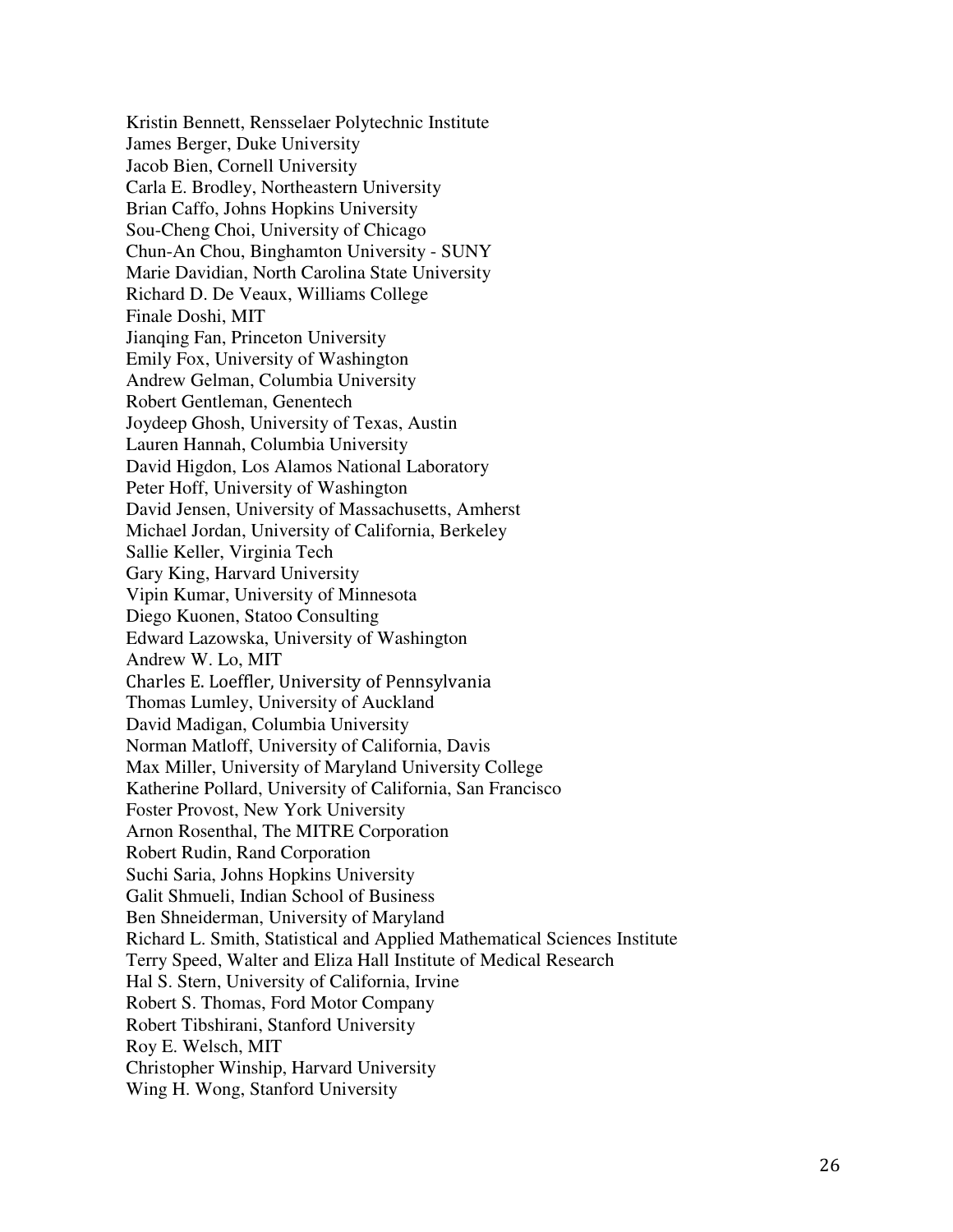Kristin Bennett, Rensselaer Polytechnic Institute
James Berger, Duke University
Jacob Bien, Cornell University
Carla E. Brodley, Northeastern University
Brian Caffo, Johns Hopkins University
Sou-Cheng Choi, University of Chicago
Chun-An Chou, Binghamton University - SUNY
Marie Davidian, North Carolina State University
Richard D. De Veaux, Williams College
Finale Doshi, MIT
Jianqing Fan, Princeton University
Emily Fox, University of Washington
Andrew Gelman, Columbia University
Robert Gentleman, Genentech
Joydeep Ghosh, University of Texas, Austin
Lauren Hannah, Columbia University
David Higdon, Los Alamos National Laboratory
Peter Hoff, University of Washington
David Jensen, University of Massachusetts, Amherst
Michael Jordan, University of California, Berkeley
Sallie Keller, Virginia Tech
Gary King, Harvard University
Vipin Kumar, University of Minnesota
Diego Kuonen, Statoo Consulting
Edward Lazowska, University of Washington
Andrew W. Lo, MIT
Charles E. Loeffler, University of Pennsylvania
Thomas Lumley, University of Auckland
David Madigan, Columbia University
Norman Matloff, University of California, Davis
Max Miller, University of Maryland University College
Katherine Pollard, University of California, San Francisco
Foster Provost, New York University
Arnon Rosenthal, The MITRE Corporation
Robert Rudin, Rand Corporation
Suchi Saria, Johns Hopkins University
Galit Shmueli, Indian School of Business
Ben Shneiderman, University of Maryland
Richard L. Smith, Statistical and Applied Mathematical Sciences Institute
Terry Speed, Walter and Eliza Hall Institute of Medical Research
Hal S. Stern, University of California, Irvine
Robert S. Thomas, Ford Motor Company
Robert Tibshirani, Stanford University
Roy E. Welsch, MIT
Christopher Winship, Harvard University
Wing H. Wong, Stanford University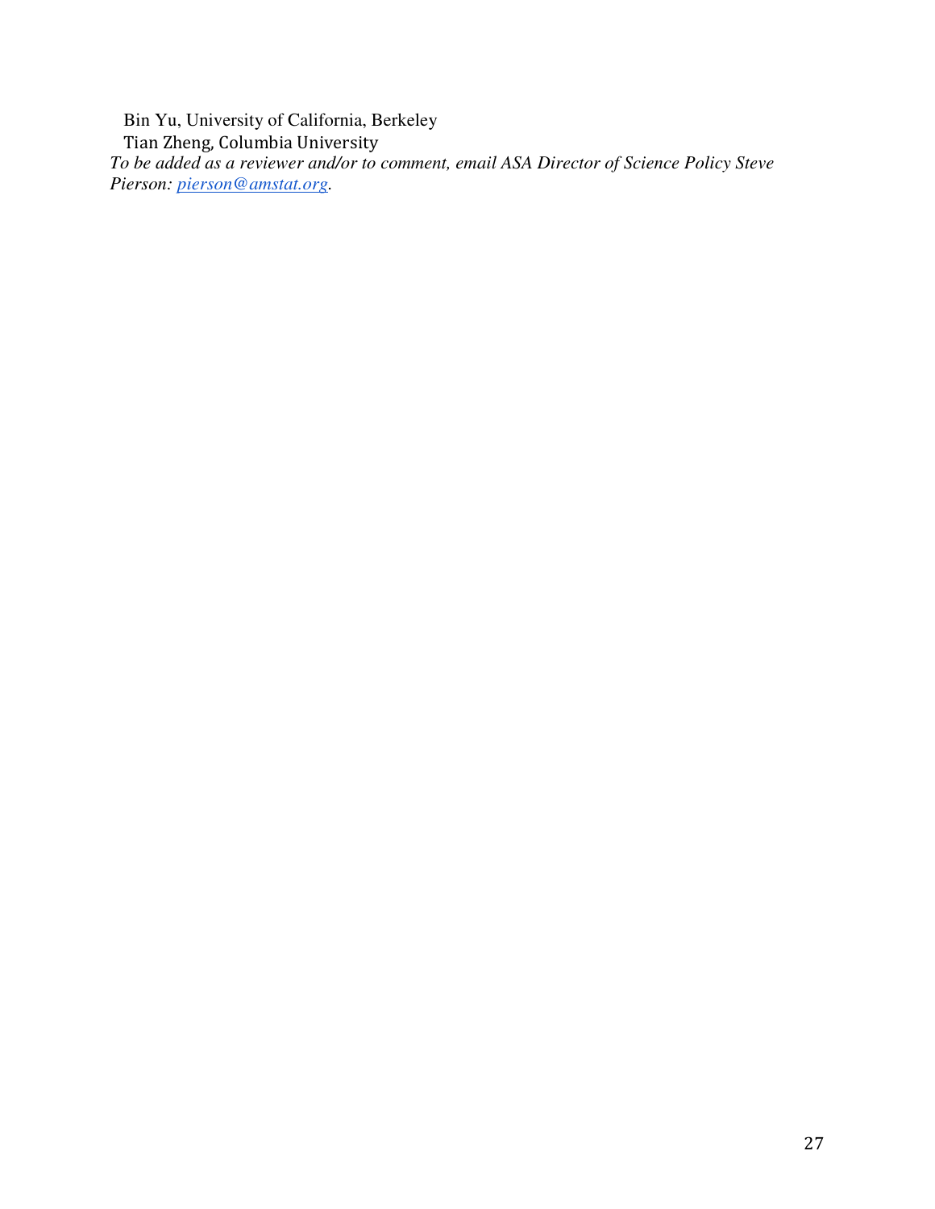Bin Yu, University of California, Berkeley

Tian Zheng, Columbia University

*To be added as a reviewer and/or to comment, email ASA Director of Science Policy Steve Pierson: [pierson@amstat.org](mailto:pierson@amstat.org).*